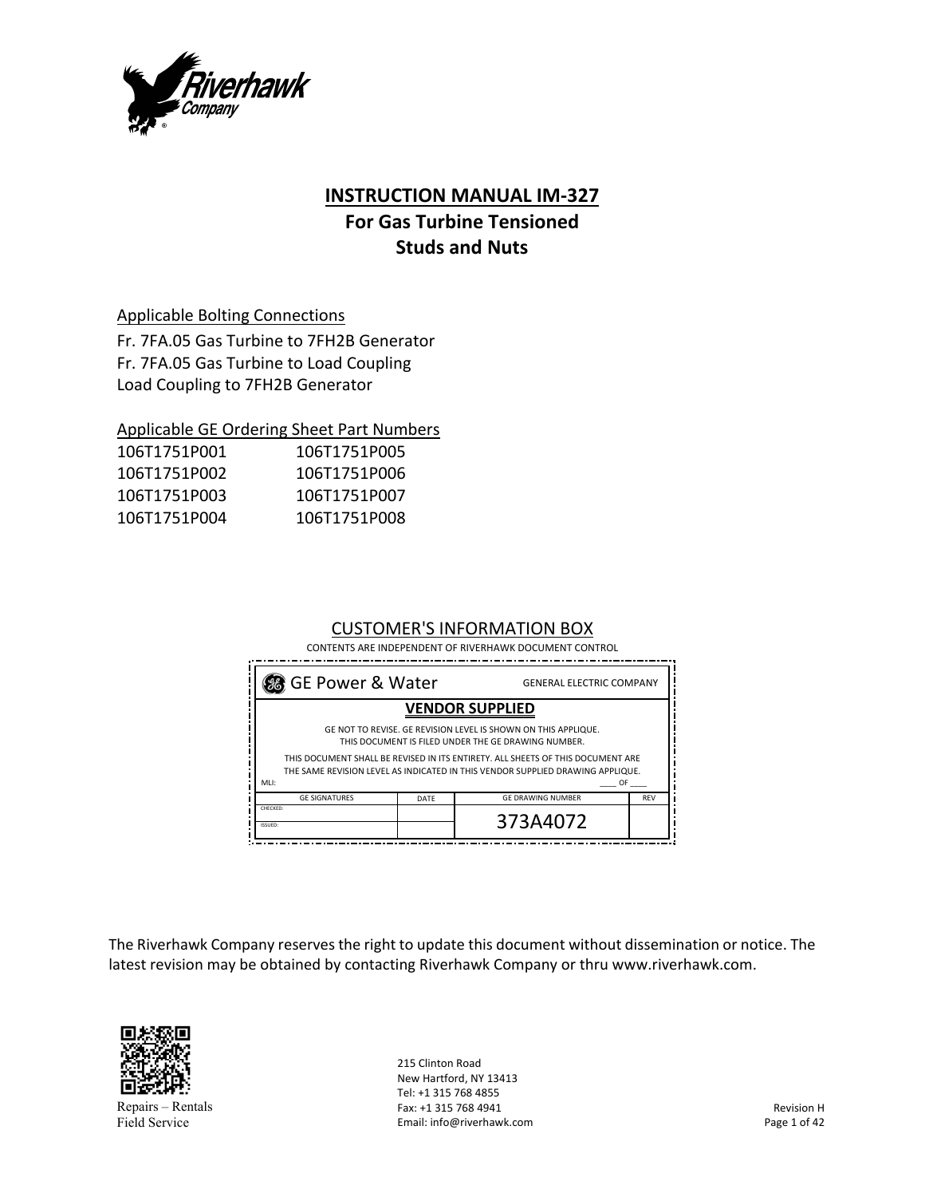# INSTRUCTION MANUAL IM-327

## For Gas Turbine Tensioned Studs and Nuts

Applicable Bolting Connections

Fr. 7FA.05 Gas Turbine to 7FH2B Generator
Fr. 7FA.05 Gas Turbine to Load Coupling
Load Coupling to 7FH2B Generator

Applicable GE Ordering Sheet Part Numbers

| | |
|---|---|
| 106T1751P001 | 106T1751P005 |
| 106T1751P002 | 106T1751P006 |
| 106T1751P003 | 106T1751P007 |
| 106T1751P004 | 106T1751P008 |

CUSTOMER'S INFORMATION BOX

CONTENTS ARE INDEPENDENT OF RIVERHAWK DOCUMENT CONTROL

GE Power & Water — GENERAL ELECTRIC COMPANY

**VENDOR SUPPLIED**

GE NOT TO REVISE. GE REVISION LEVEL IS SHOWN ON THIS APPLIQUE. THIS DOCUMENT IS FILED UNDER THE GE DRAWING NUMBER.

THIS DOCUMENT SHALL BE REVISED IN ITS ENTIRETY. ALL SHEETS OF THIS DOCUMENT ARE THE SAME REVISION LEVEL AS INDICATED IN THIS VENDOR SUPPLIED DRAWING APPLIQUE.

MLI: ____ OF ____

| GE SIGNATURES | DATE | GE DRAWING NUMBER | REV |
|---|---|---|---|
| CHECKED: | | 373A4072 | |
| ISSUED: | | | |

The Riverhawk Company reserves the right to update this document without dissemination or notice. The latest revision may be obtained by contacting Riverhawk Company or thru www.riverhawk.com.

Repairs – Rentals
Field Service

215 Clinton Road
New Hartford, NY 13413
Tel: +1 315 768 4855
Fax: +1 315 768 4941
Email: info@riverhawk.com

Revision H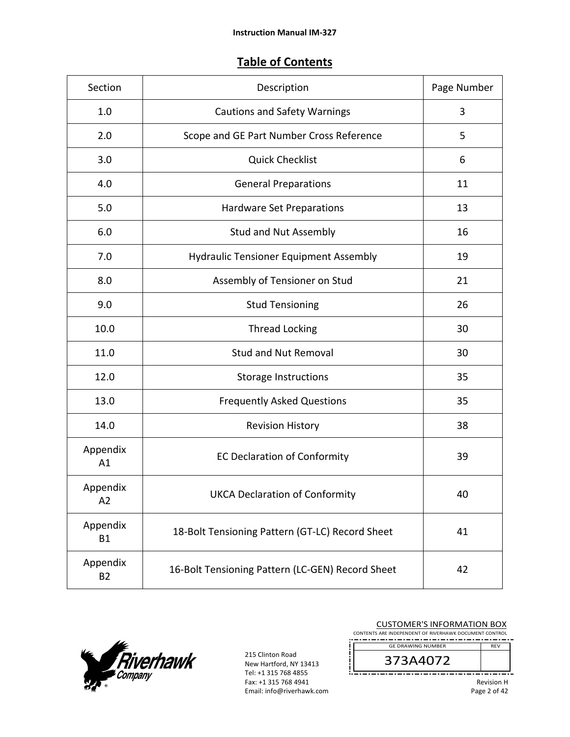## Table of Contents

| Section | Description | Page Number |
|---|---|---|
| 1.0 | Cautions and Safety Warnings | 3 |
| 2.0 | Scope and GE Part Number Cross Reference | 5 |
| 3.0 | Quick Checklist | 6 |
| 4.0 | General Preparations | 11 |
| 5.0 | Hardware Set Preparations | 13 |
| 6.0 | Stud and Nut Assembly | 16 |
| 7.0 | Hydraulic Tensioner Equipment Assembly | 19 |
| 8.0 | Assembly of Tensioner on Stud | 21 |
| 9.0 | Stud Tensioning | 26 |
| 10.0 | Thread Locking | 30 |
| 11.0 | Stud and Nut Removal | 30 |
| 12.0 | Storage Instructions | 35 |
| 13.0 | Frequently Asked Questions | 35 |
| 14.0 | Revision History | 38 |
| Appendix A1 | EC Declaration of Conformity | 39 |
| Appendix A2 | UKCA Declaration of Conformity | 40 |
| Appendix B1 | 18-Bolt Tensioning Pattern (GT-LC) Record Sheet | 41 |
| Appendix B2 | 16-Bolt Tensioning Pattern (LC-GEN) Record Sheet | 42 |

215 Clinton Road
New Hartford, NY 13413
Tel: +1 315 768 4855
Fax: +1 315 768 4941
Email: info@riverhawk.com

CUSTOMER'S INFORMATION BOX
CONTENTS ARE INDEPENDENT OF RIVERHAWK DOCUMENT CONTROL

| GE DRAWING NUMBER | REV |
|---|---|
| 373A4072 | |

Revision H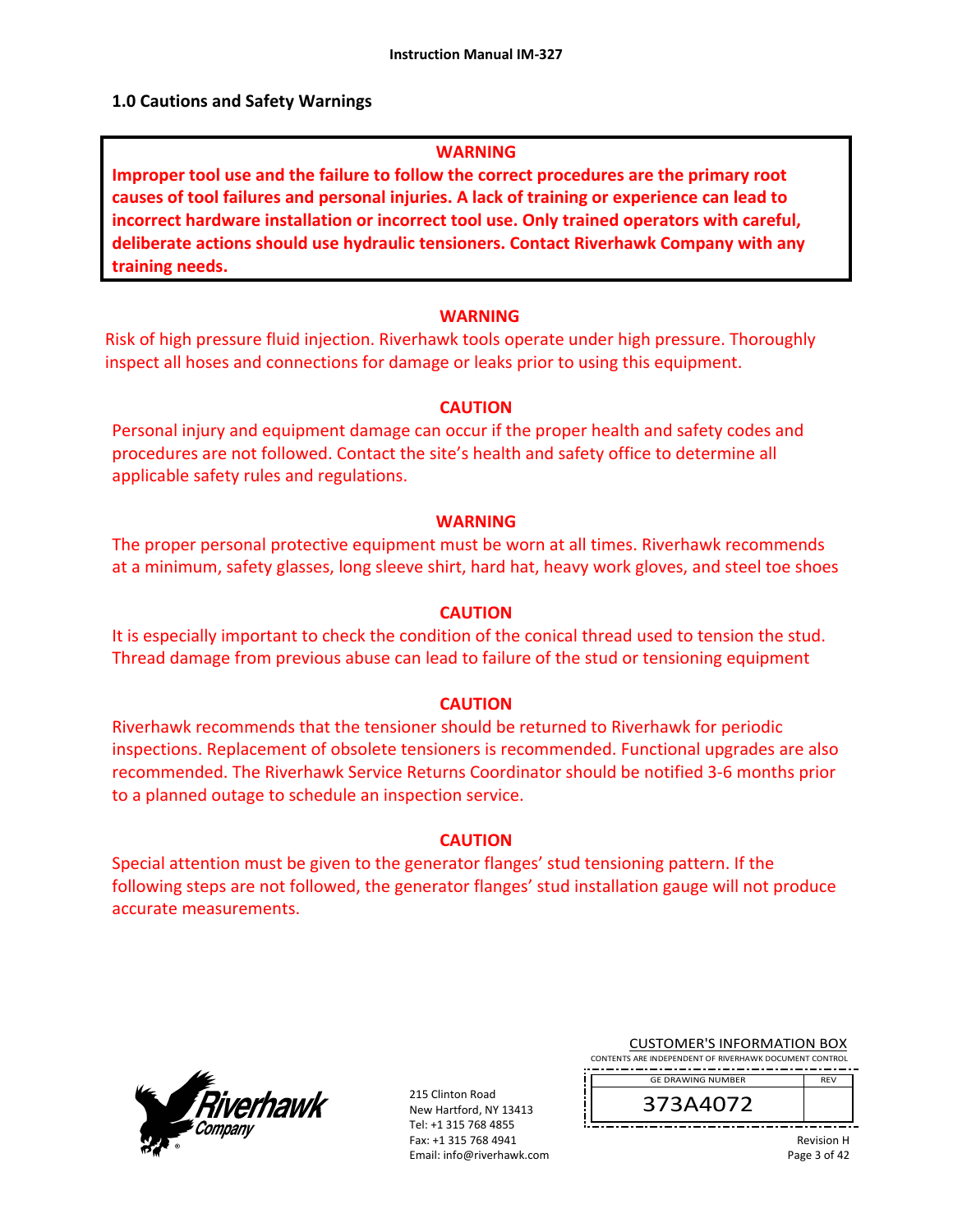## 1.0 Cautions and Safety Warnings

**WARNING**

**Improper tool use and the failure to follow the correct procedures are the primary root causes of tool failures and personal injuries. A lack of training or experience can lead to incorrect hardware installation or incorrect tool use. Only trained operators with careful, deliberate actions should use hydraulic tensioners. Contact Riverhawk Company with any training needs.**

**WARNING**

Risk of high pressure fluid injection. Riverhawk tools operate under high pressure. Thoroughly inspect all hoses and connections for damage or leaks prior to using this equipment.

**CAUTION**

Personal injury and equipment damage can occur if the proper health and safety codes and procedures are not followed. Contact the site's health and safety office to determine all applicable safety rules and regulations.

**WARNING**

The proper personal protective equipment must be worn at all times. Riverhawk recommends at a minimum, safety glasses, long sleeve shirt, hard hat, heavy work gloves, and steel toe shoes

**CAUTION**

It is especially important to check the condition of the conical thread used to tension the stud. Thread damage from previous abuse can lead to failure of the stud or tensioning equipment

**CAUTION**

Riverhawk recommends that the tensioner should be returned to Riverhawk for periodic inspections. Replacement of obsolete tensioners is recommended. Functional upgrades are also recommended. The Riverhawk Service Returns Coordinator should be notified 3-6 months prior to a planned outage to schedule an inspection service.

**CAUTION**

Special attention must be given to the generator flanges' stud tensioning pattern. If the following steps are not followed, the generator flanges' stud installation gauge will not produce accurate measurements.

215 Clinton Road
New Hartford, NY 13413
Tel: +1 315 768 4855
Fax: +1 315 768 4941
Email: info@riverhawk.com

CUSTOMER'S INFORMATION BOX
CONTENTS ARE INDEPENDENT OF RIVERHAWK DOCUMENT CONTROL

| GE DRAWING NUMBER | REV |
| --- | --- |
| 373A4072 | |

Revision H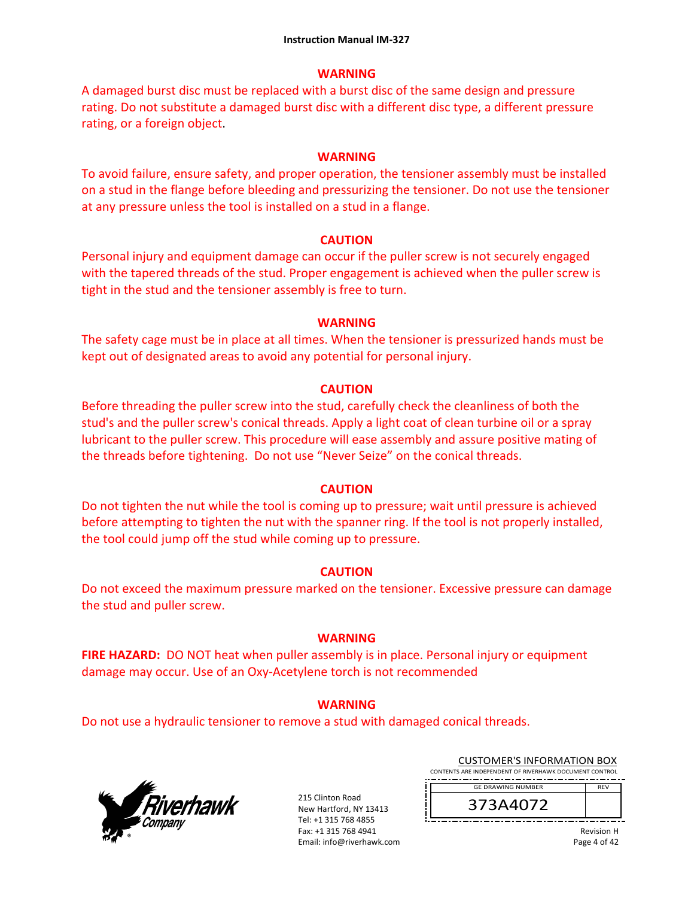**WARNING**

A damaged burst disc must be replaced with a burst disc of the same design and pressure rating. Do not substitute a damaged burst disc with a different disc type, a different pressure rating, or a foreign object.

**WARNING**

To avoid failure, ensure safety, and proper operation, the tensioner assembly must be installed on a stud in the flange before bleeding and pressurizing the tensioner. Do not use the tensioner at any pressure unless the tool is installed on a stud in a flange.

**CAUTION**

Personal injury and equipment damage can occur if the puller screw is not securely engaged with the tapered threads of the stud. Proper engagement is achieved when the puller screw is tight in the stud and the tensioner assembly is free to turn.

**WARNING**

The safety cage must be in place at all times. When the tensioner is pressurized hands must be kept out of designated areas to avoid any potential for personal injury.

**CAUTION**

Before threading the puller screw into the stud, carefully check the cleanliness of both the stud's and the puller screw's conical threads. Apply a light coat of clean turbine oil or a spray lubricant to the puller screw. This procedure will ease assembly and assure positive mating of the threads before tightening. Do not use "Never Seize" on the conical threads.

**CAUTION**

Do not tighten the nut while the tool is coming up to pressure; wait until pressure is achieved before attempting to tighten the nut with the spanner ring. If the tool is not properly installed, the tool could jump off the stud while coming up to pressure.

**CAUTION**

Do not exceed the maximum pressure marked on the tensioner. Excessive pressure can damage the stud and puller screw.

**WARNING**

**FIRE HAZARD:** DO NOT heat when puller assembly is in place. Personal injury or equipment damage may occur. Use of an Oxy-Acetylene torch is not recommended

**WARNING**

Do not use a hydraulic tensioner to remove a stud with damaged conical threads.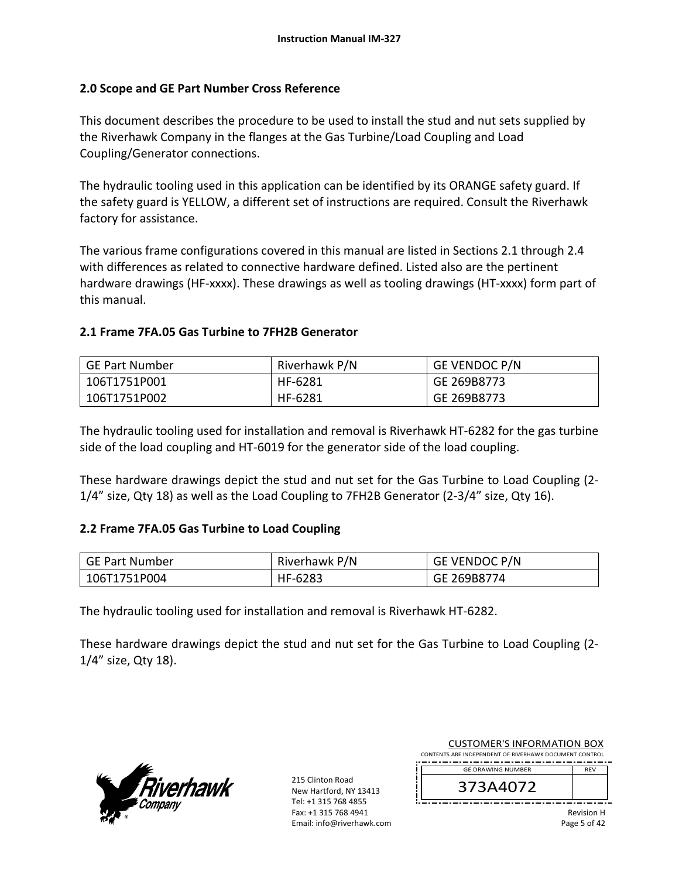## 2.0 Scope and GE Part Number Cross Reference

This document describes the procedure to be used to install the stud and nut sets supplied by the Riverhawk Company in the flanges at the Gas Turbine/Load Coupling and Load Coupling/Generator connections.

The hydraulic tooling used in this application can be identified by its ORANGE safety guard. If the safety guard is YELLOW, a different set of instructions are required. Consult the Riverhawk factory for assistance.

The various frame configurations covered in this manual are listed in Sections 2.1 through 2.4 with differences as related to connective hardware defined. Listed also are the pertinent hardware drawings (HF-xxxx). These drawings as well as tooling drawings (HT-xxxx) form part of this manual.

### 2.1 Frame 7FA.05 Gas Turbine to 7FH2B Generator

| GE Part Number | Riverhawk P/N | GE VENDOC P/N |
|---|---|---|
| 106T1751P001 | HF-6281 | GE 269B8773 |
| 106T1751P002 | HF-6281 | GE 269B8773 |

The hydraulic tooling used for installation and removal is Riverhawk HT-6282 for the gas turbine side of the load coupling and HT-6019 for the generator side of the load coupling.

These hardware drawings depict the stud and nut set for the Gas Turbine to Load Coupling (2-1/4" size, Qty 18) as well as the Load Coupling to 7FH2B Generator (2-3/4" size, Qty 16).

### 2.2 Frame 7FA.05 Gas Turbine to Load Coupling

| GE Part Number | Riverhawk P/N | GE VENDOC P/N |
|---|---|---|
| 106T1751P004 | HF-6283 | GE 269B8774 |

The hydraulic tooling used for installation and removal is Riverhawk HT-6282.

These hardware drawings depict the stud and nut set for the Gas Turbine to Load Coupling (2-1/4" size, Qty 18).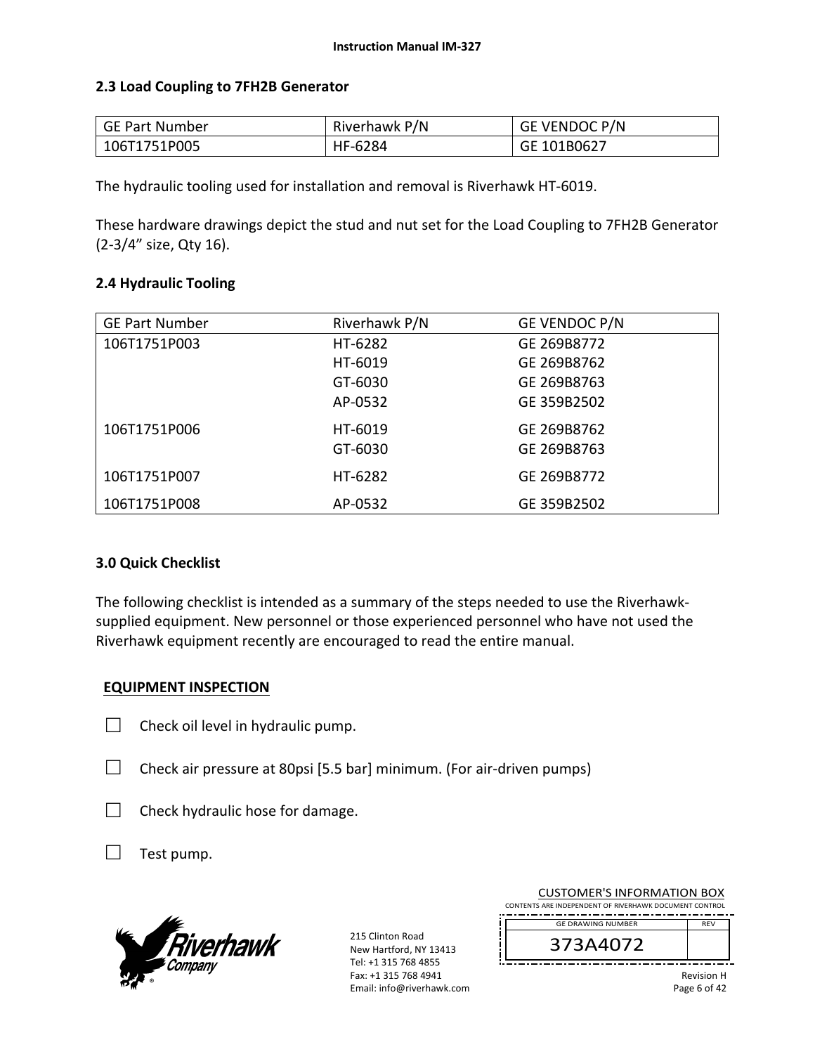## 2.3 Load Coupling to 7FH2B Generator

| GE Part Number | Riverhawk P/N | GE VENDOC P/N |
|---|---|---|
| 106T1751P005 | HF-6284 | GE 101B0627 |

The hydraulic tooling used for installation and removal is Riverhawk HT-6019.

These hardware drawings depict the stud and nut set for the Load Coupling to 7FH2B Generator (2-3/4" size, Qty 16).

## 2.4 Hydraulic Tooling

| GE Part Number | Riverhawk P/N | GE VENDOC P/N |
|---|---|---|
| 106T1751P003 | HT-6282 | GE 269B8772 |
| | HT-6019 | GE 269B8762 |
| | GT-6030 | GE 269B8763 |
| | AP-0532 | GE 359B2502 |
| 106T1751P006 | HT-6019 | GE 269B8762 |
| | GT-6030 | GE 269B8763 |
| 106T1751P007 | HT-6282 | GE 269B8772 |
| 106T1751P008 | AP-0532 | GE 359B2502 |

# 3.0 Quick Checklist

The following checklist is intended as a summary of the steps needed to use the Riverhawk-supplied equipment. New personnel or those experienced personnel who have not used the Riverhawk equipment recently are encouraged to read the entire manual.

**EQUIPMENT INSPECTION**

- ☐ Check oil level in hydraulic pump.
- ☐ Check air pressure at 80psi [5.5 bar] minimum. (For air-driven pumps)
- ☐ Check hydraulic hose for damage.
- ☐ Test pump.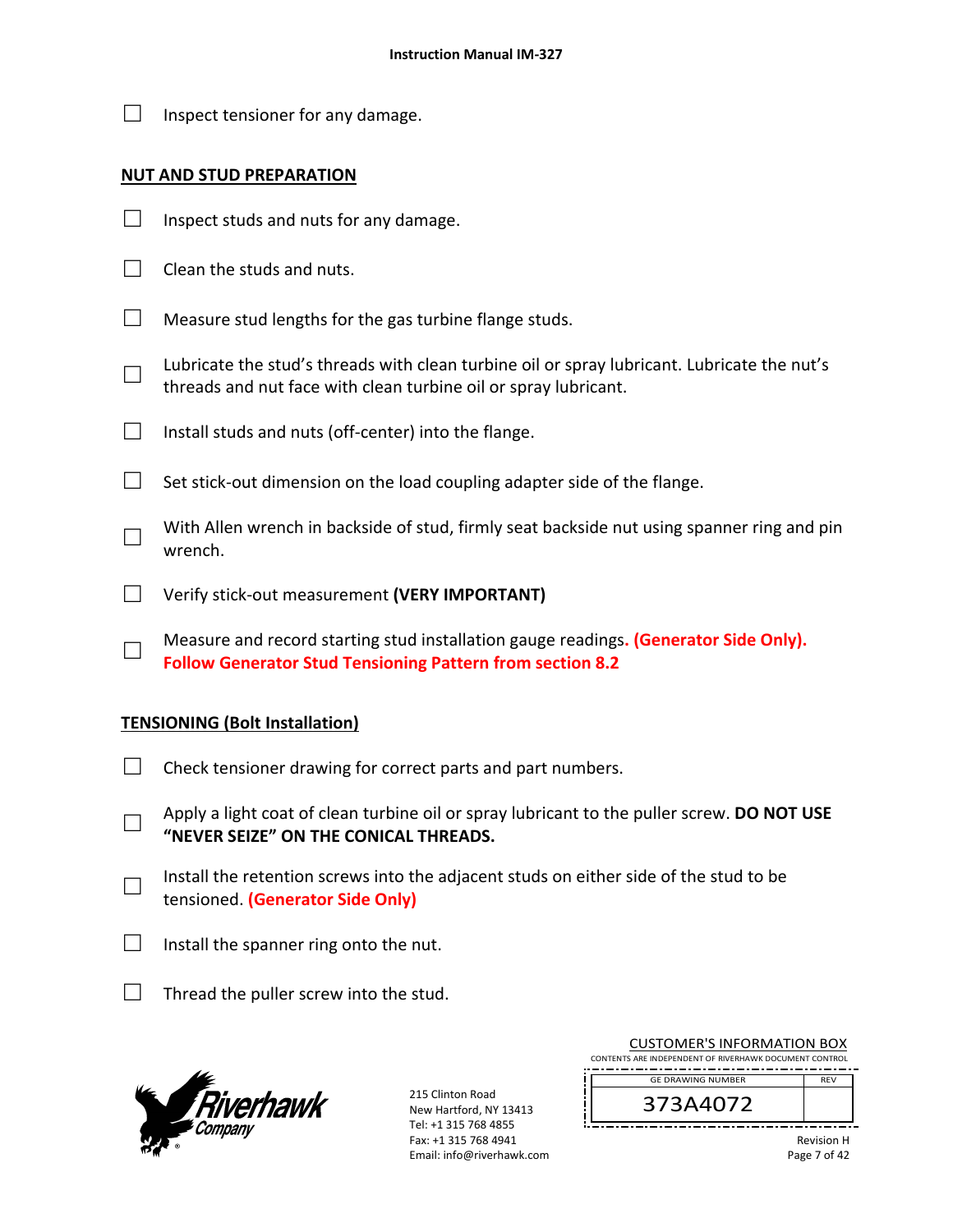- [ ] Inspect tensioner for any damage.

## NUT AND STUD PREPARATION

- [ ] Inspect studs and nuts for any damage.
- [ ] Clean the studs and nuts.
- [ ] Measure stud lengths for the gas turbine flange studs.
- [ ] Lubricate the stud's threads with clean turbine oil or spray lubricant. Lubricate the nut's threads and nut face with clean turbine oil or spray lubricant.
- [ ] Install studs and nuts (off-center) into the flange.
- [ ] Set stick-out dimension on the load coupling adapter side of the flange.
- [ ] With Allen wrench in backside of stud, firmly seat backside nut using spanner ring and pin wrench.
- [ ] Verify stick-out measurement **(VERY IMPORTANT)**
- [ ] Measure and record starting stud installation gauge readings**. (Generator Side Only). Follow Generator Stud Tensioning Pattern from section 8.2**

## TENSIONING (Bolt Installation)

- [ ] Check tensioner drawing for correct parts and part numbers.
- [ ] Apply a light coat of clean turbine oil or spray lubricant to the puller screw. **DO NOT USE "NEVER SEIZE" ON THE CONICAL THREADS.**
- [ ] Install the retention screws into the adjacent studs on either side of the stud to be tensioned. **(Generator Side Only)**
- [ ] Install the spanner ring onto the nut.
- [ ] Thread the puller screw into the stud.

215 Clinton Road
New Hartford, NY 13413
Tel: +1 315 768 4855
Fax: +1 315 768 4941
Email: info@riverhawk.com

CUSTOMER'S INFORMATION BOX
CONTENTS ARE INDEPENDENT OF RIVERHAWK DOCUMENT CONTROL

| GE DRAWING NUMBER | REV |
|---|---|
| 373A4072 | |

Revision H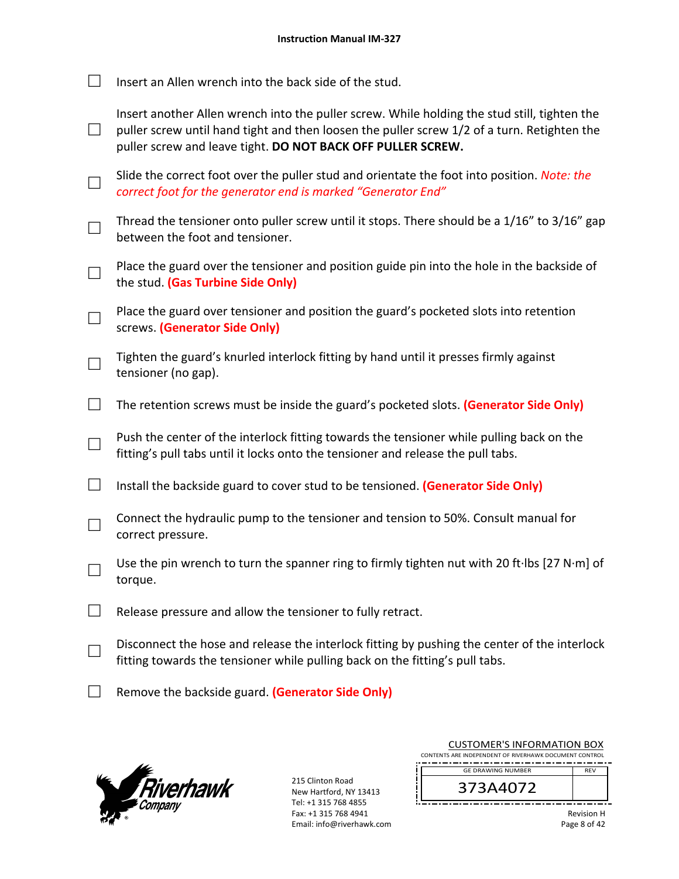- [ ] Insert an Allen wrench into the back side of the stud.
- [ ] Insert another Allen wrench into the puller screw. While holding the stud still, tighten the puller screw until hand tight and then loosen the puller screw 1/2 of a turn. Retighten the puller screw and leave tight. **DO NOT BACK OFF PULLER SCREW.**
- [ ] Slide the correct foot over the puller stud and orientate the foot into position. *Note: the correct foot for the generator end is marked "Generator End"*
- [ ] Thread the tensioner onto puller screw until it stops. There should be a 1/16" to 3/16" gap between the foot and tensioner.
- [ ] Place the guard over the tensioner and position guide pin into the hole in the backside of the stud. **(Gas Turbine Side Only)**
- [ ] Place the guard over tensioner and position the guard's pocketed slots into retention screws. **(Generator Side Only)**
- [ ] Tighten the guard's knurled interlock fitting by hand until it presses firmly against tensioner (no gap).
- [ ] The retention screws must be inside the guard's pocketed slots. **(Generator Side Only)**
- [ ] Push the center of the interlock fitting towards the tensioner while pulling back on the fitting's pull tabs until it locks onto the tensioner and release the pull tabs.
- [ ] Install the backside guard to cover stud to be tensioned. **(Generator Side Only)**
- [ ] Connect the hydraulic pump to the tensioner and tension to 50%. Consult manual for correct pressure.
- [ ] Use the pin wrench to turn the spanner ring to firmly tighten nut with 20 ft·lbs [27 N·m] of torque.
- [ ] Release pressure and allow the tensioner to fully retract.
- [ ] Disconnect the hose and release the interlock fitting by pushing the center of the interlock fitting towards the tensioner while pulling back on the fitting's pull tabs.
- [ ] Remove the backside guard. **(Generator Side Only)**

215 Clinton Road
New Hartford, NY 13413
Tel: +1 315 768 4855
Fax: +1 315 768 4941
Email: info@riverhawk.com

CUSTOMER'S INFORMATION BOX
CONTENTS ARE INDEPENDENT OF RIVERHAWK DOCUMENT CONTROL

| GE DRAWING NUMBER | REV |
| --- | --- |
| 373A4072 | |

Revision H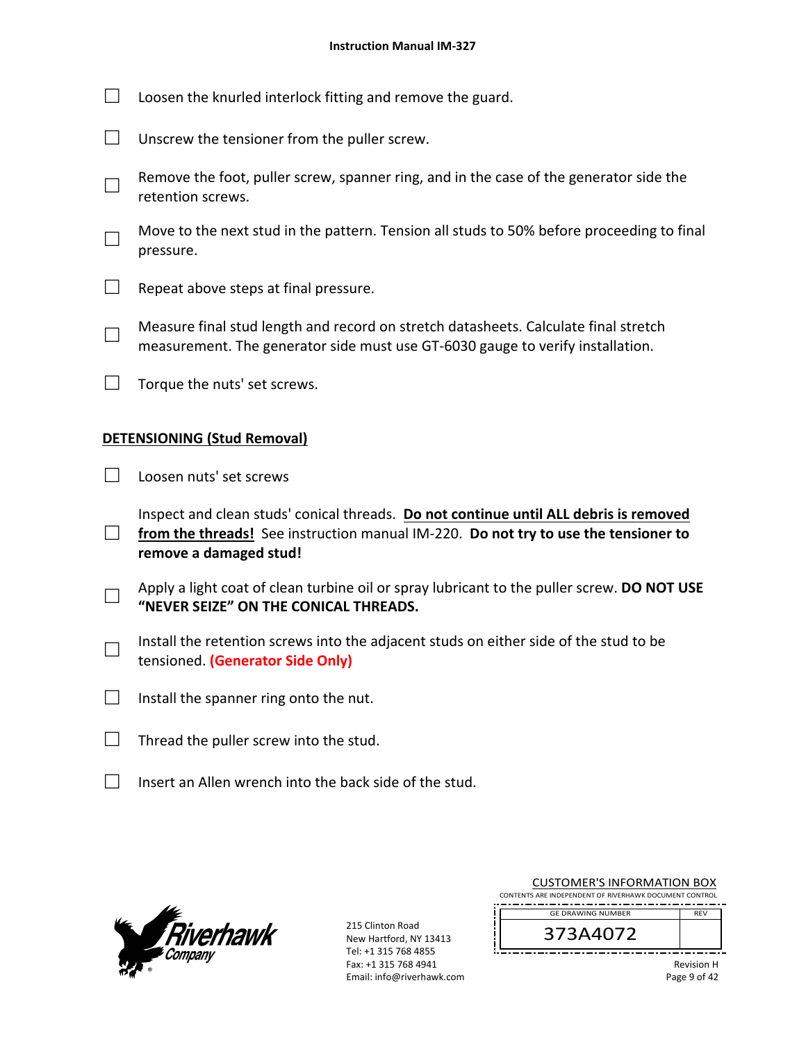- ☐ Loosen the knurled interlock fitting and remove the guard.
- ☐ Unscrew the tensioner from the puller screw.
- ☐ Remove the foot, puller screw, spanner ring, and in the case of the generator side the retention screws.
- ☐ Move to the next stud in the pattern. Tension all studs to 50% before proceeding to final pressure.
- ☐ Repeat above steps at final pressure.
- ☐ Measure final stud length and record on stretch datasheets. Calculate final stretch measurement. The generator side must use GT-6030 gauge to verify installation.
- ☐ Torque the nuts' set screws.

## DETENSIONING (Stud Removal)

- ☐ Loosen nuts' set screws
- ☐ Inspect and clean studs' conical threads. **Do not continue until ALL debris is removed from the threads!** See instruction manual IM-220. **Do not try to use the tensioner to remove a damaged stud!**
- ☐ Apply a light coat of clean turbine oil or spray lubricant to the puller screw. **DO NOT USE "NEVER SEIZE" ON THE CONICAL THREADS.**
- ☐ Install the retention screws into the adjacent studs on either side of the stud to be tensioned. **(Generator Side Only)**
- ☐ Install the spanner ring onto the nut.
- ☐ Thread the puller screw into the stud.
- ☐ Insert an Allen wrench into the back side of the stud.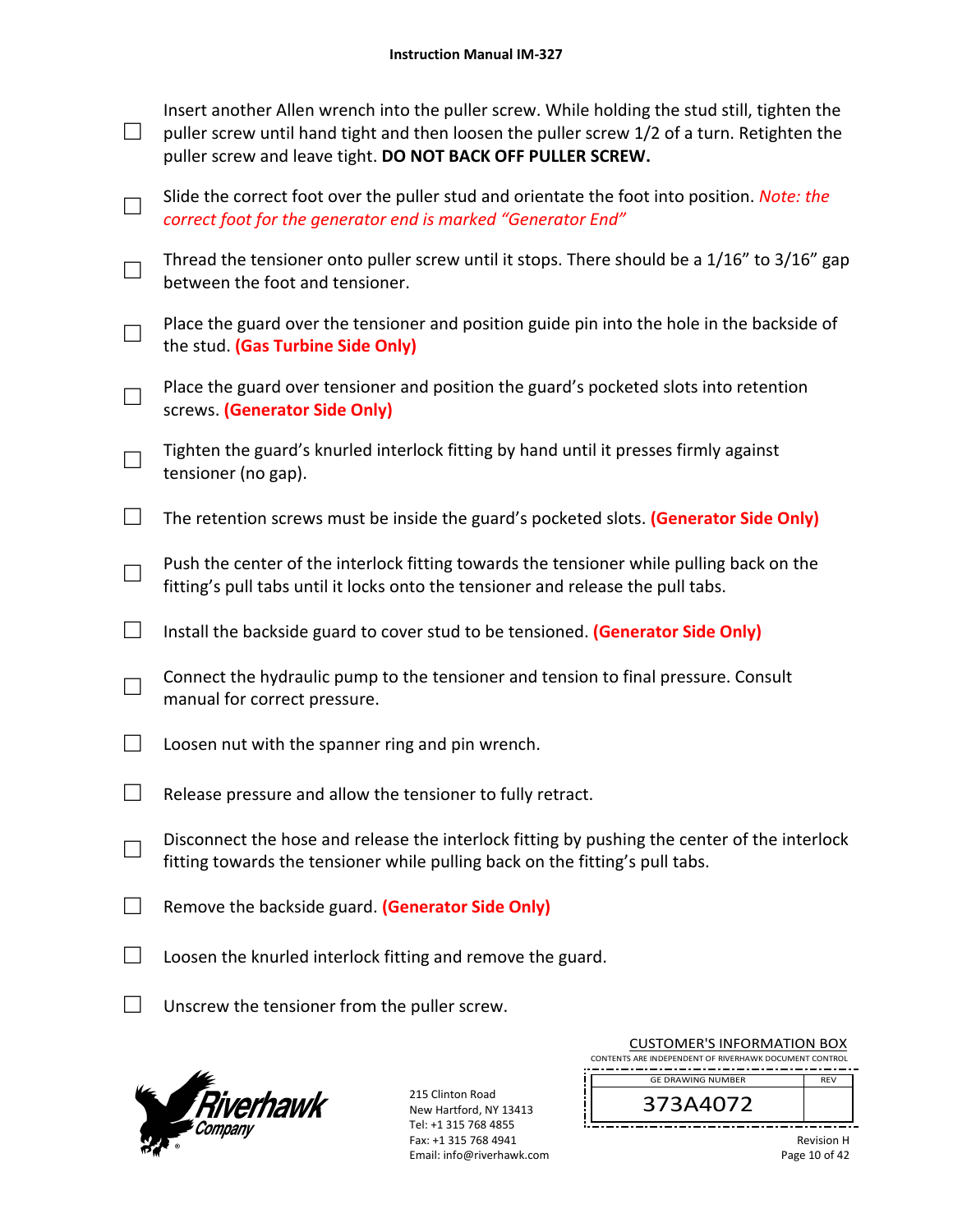- [ ] Insert another Allen wrench into the puller screw. While holding the stud still, tighten the puller screw until hand tight and then loosen the puller screw 1/2 of a turn. Retighten the puller screw and leave tight. **DO NOT BACK OFF PULLER SCREW.**
- [ ] Slide the correct foot over the puller stud and orientate the foot into position. *Note: the correct foot for the generator end is marked "Generator End"*
- [ ] Thread the tensioner onto puller screw until it stops. There should be a 1/16" to 3/16" gap between the foot and tensioner.
- [ ] Place the guard over the tensioner and position guide pin into the hole in the backside of the stud. **(Gas Turbine Side Only)**
- [ ] Place the guard over tensioner and position the guard's pocketed slots into retention screws. **(Generator Side Only)**
- [ ] Tighten the guard's knurled interlock fitting by hand until it presses firmly against tensioner (no gap).
- [ ] The retention screws must be inside the guard's pocketed slots. **(Generator Side Only)**
- [ ] Push the center of the interlock fitting towards the tensioner while pulling back on the fitting's pull tabs until it locks onto the tensioner and release the pull tabs.
- [ ] Install the backside guard to cover stud to be tensioned. **(Generator Side Only)**
- [ ] Connect the hydraulic pump to the tensioner and tension to final pressure. Consult manual for correct pressure.
- [ ] Loosen nut with the spanner ring and pin wrench.
- [ ] Release pressure and allow the tensioner to fully retract.
- [ ] Disconnect the hose and release the interlock fitting by pushing the center of the interlock fitting towards the tensioner while pulling back on the fitting's pull tabs.
- [ ] Remove the backside guard. **(Generator Side Only)**
- [ ] Loosen the knurled interlock fitting and remove the guard.
- [ ] Unscrew the tensioner from the puller screw.

Riverhawk Company

215 Clinton Road
New Hartford, NY 13413
Tel: +1 315 768 4855
Fax: +1 315 768 4941
Email: info@riverhawk.com

CUSTOMER'S INFORMATION BOX
CONTENTS ARE INDEPENDENT OF RIVERHAWK DOCUMENT CONTROL

| GE DRAWING NUMBER | REV |
|---|---|
| 373A4072 | |

Revision H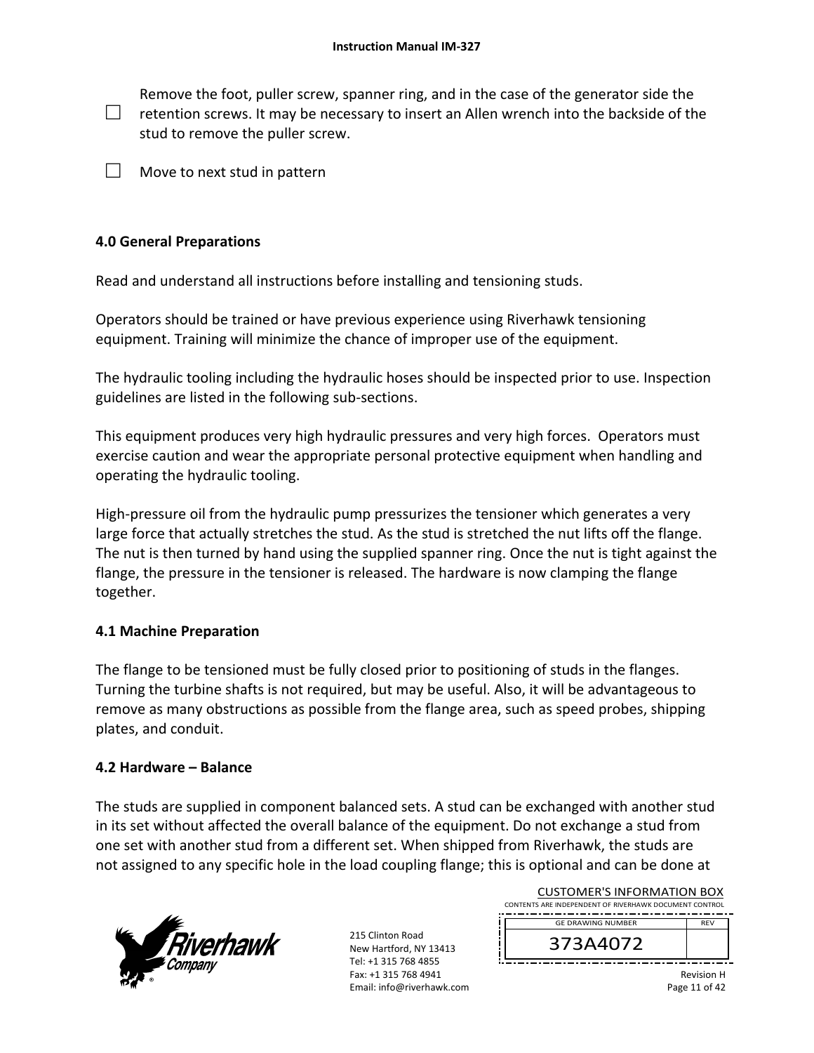- [ ] Remove the foot, puller screw, spanner ring, and in the case of the generator side the retention screws. It may be necessary to insert an Allen wrench into the backside of the stud to remove the puller screw.

- [ ] Move to next stud in pattern

## 4.0 General Preparations

Read and understand all instructions before installing and tensioning studs.

Operators should be trained or have previous experience using Riverhawk tensioning equipment. Training will minimize the chance of improper use of the equipment.

The hydraulic tooling including the hydraulic hoses should be inspected prior to use. Inspection guidelines are listed in the following sub-sections.

This equipment produces very high hydraulic pressures and very high forces. Operators must exercise caution and wear the appropriate personal protective equipment when handling and operating the hydraulic tooling.

High-pressure oil from the hydraulic pump pressurizes the tensioner which generates a very large force that actually stretches the stud. As the stud is stretched the nut lifts off the flange. The nut is then turned by hand using the supplied spanner ring. Once the nut is tight against the flange, the pressure in the tensioner is released. The hardware is now clamping the flange together.

### 4.1 Machine Preparation

The flange to be tensioned must be fully closed prior to positioning of studs in the flanges. Turning the turbine shafts is not required, but may be useful. Also, it will be advantageous to remove as many obstructions as possible from the flange area, such as speed probes, shipping plates, and conduit.

### 4.2 Hardware – Balance

The studs are supplied in component balanced sets. A stud can be exchanged with another stud in its set without affected the overall balance of the equipment. Do not exchange a stud from one set with another stud from a different set. When shipped from Riverhawk, the studs are not assigned to any specific hole in the load coupling flange; this is optional and can be done at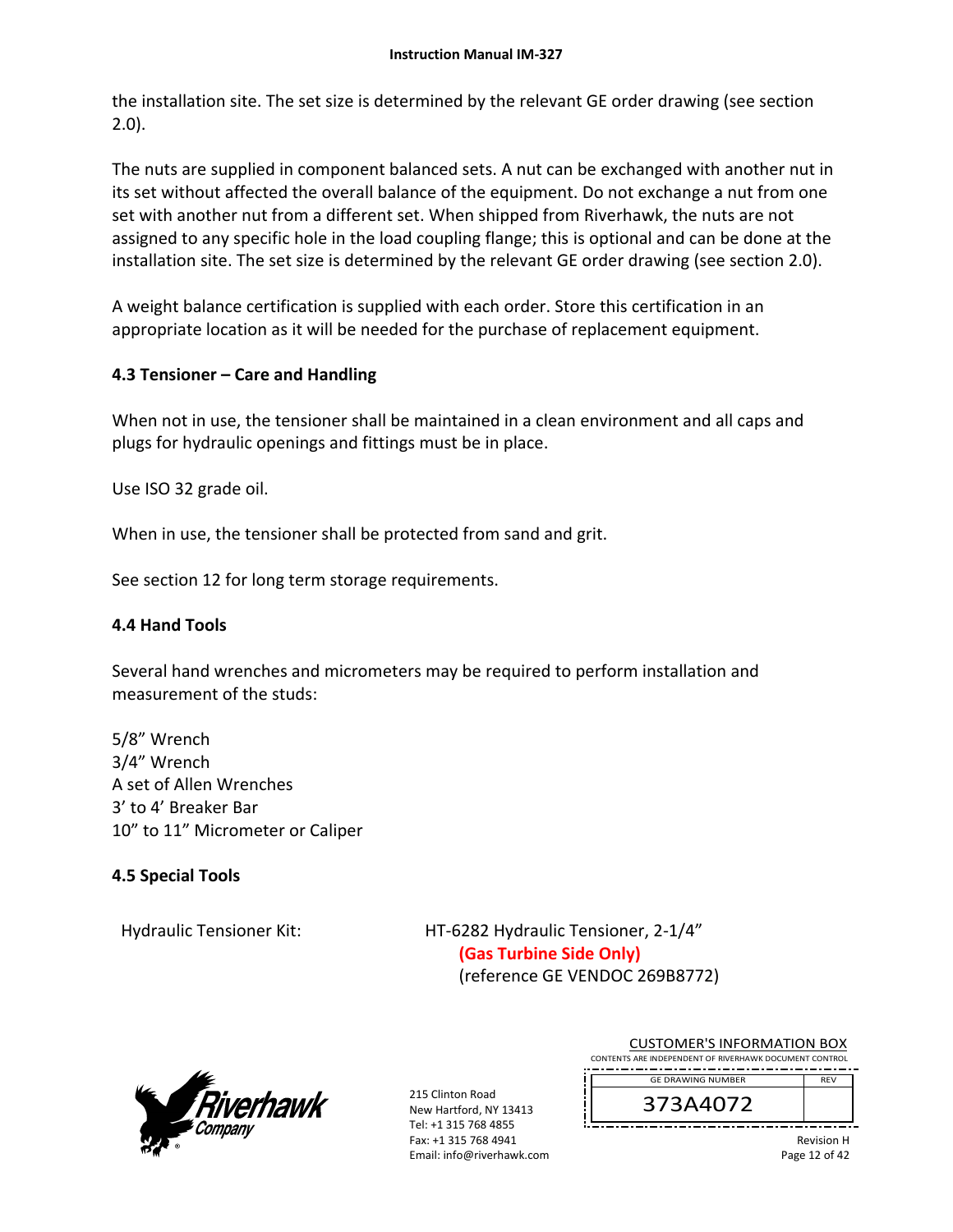the installation site. The set size is determined by the relevant GE order drawing (see section 2.0).

The nuts are supplied in component balanced sets. A nut can be exchanged with another nut in its set without affected the overall balance of the equipment. Do not exchange a nut from one set with another nut from a different set. When shipped from Riverhawk, the nuts are not assigned to any specific hole in the load coupling flange; this is optional and can be done at the installation site. The set size is determined by the relevant GE order drawing (see section 2.0).

A weight balance certification is supplied with each order. Store this certification in an appropriate location as it will be needed for the purchase of replacement equipment.

## 4.3 Tensioner – Care and Handling

When not in use, the tensioner shall be maintained in a clean environment and all caps and plugs for hydraulic openings and fittings must be in place.

Use ISO 32 grade oil.

When in use, the tensioner shall be protected from sand and grit.

See section 12 for long term storage requirements.

## 4.4 Hand Tools

Several hand wrenches and micrometers may be required to perform installation and measurement of the studs:

5/8" Wrench
3/4" Wrench
A set of Allen Wrenches
3' to 4' Breaker Bar
10" to 11" Micrometer or Caliper

## 4.5 Special Tools

Hydraulic Tensioner Kit: HT-6282 Hydraulic Tensioner, 2-1/4"
**(Gas Turbine Side Only)**
(reference GE VENDOC 269B8772)

215 Clinton Road
New Hartford, NY 13413
Tel: +1 315 768 4855
Fax: +1 315 768 4941
Email: info@riverhawk.com

CUSTOMER'S INFORMATION BOX
CONTENTS ARE INDEPENDENT OF RIVERHAWK DOCUMENT CONTROL

| GE DRAWING NUMBER | REV |
|---|---|
| 373A4072 | |

Revision H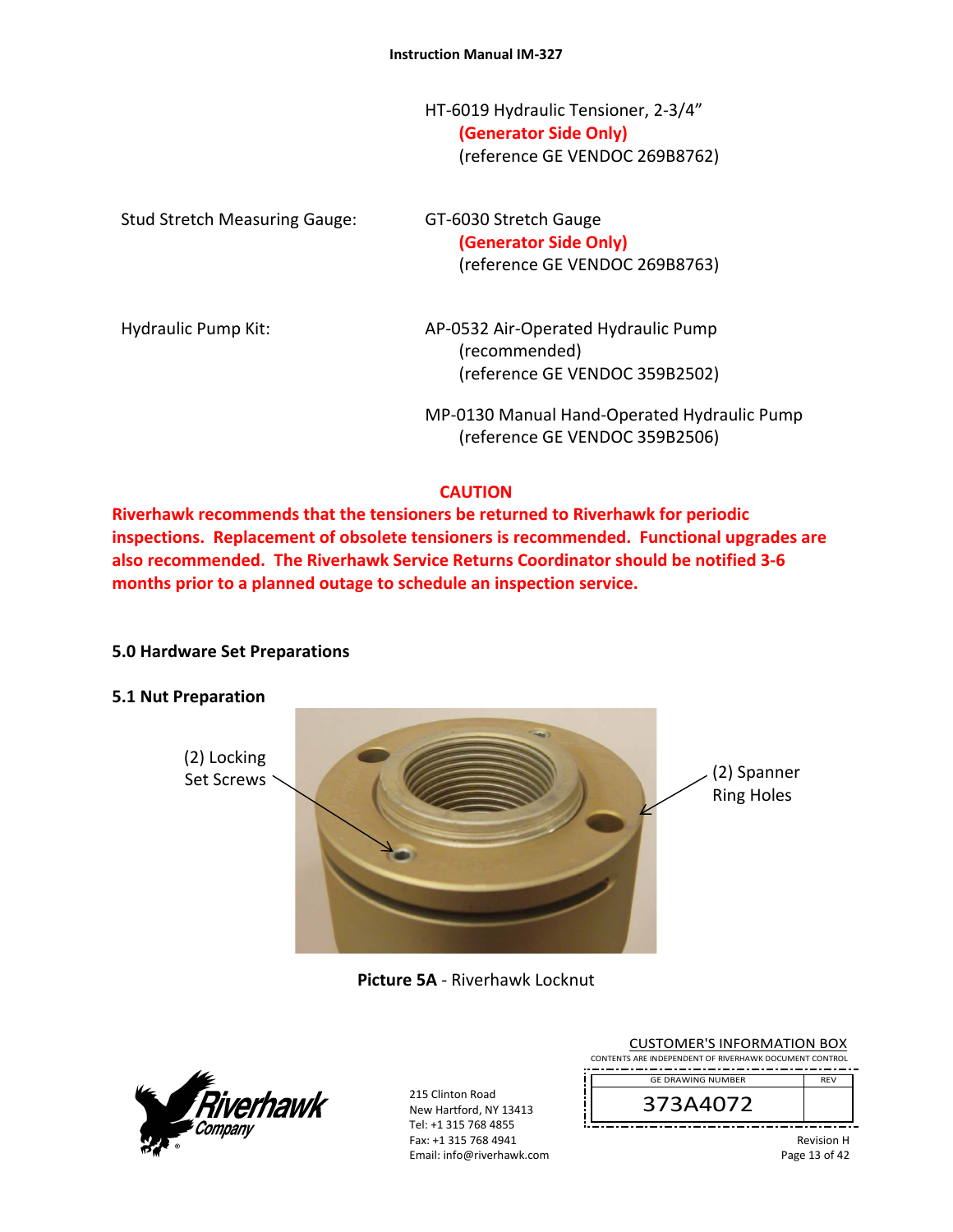HT-6019 Hydraulic Tensioner, 2-3/4"
**(Generator Side Only)**
(reference GE VENDOC 269B8762)

Stud Stretch Measuring Gauge: GT-6030 Stretch Gauge
**(Generator Side Only)**
(reference GE VENDOC 269B8763)

Hydraulic Pump Kit: AP-0532 Air-Operated Hydraulic Pump
(recommended)
(reference GE VENDOC 359B2502)

MP-0130 Manual Hand-Operated Hydraulic Pump
(reference GE VENDOC 359B2506)

**CAUTION**

**Riverhawk recommends that the tensioners be returned to Riverhawk for periodic inspections. Replacement of obsolete tensioners is recommended. Functional upgrades are also recommended. The Riverhawk Service Returns Coordinator should be notified 3-6 months prior to a planned outage to schedule an inspection service.**

## 5.0 Hardware Set Preparations

### 5.1 Nut Preparation

(2) Locking Set Screws

(2) Spanner Ring Holes

**Picture 5A** - Riverhawk Locknut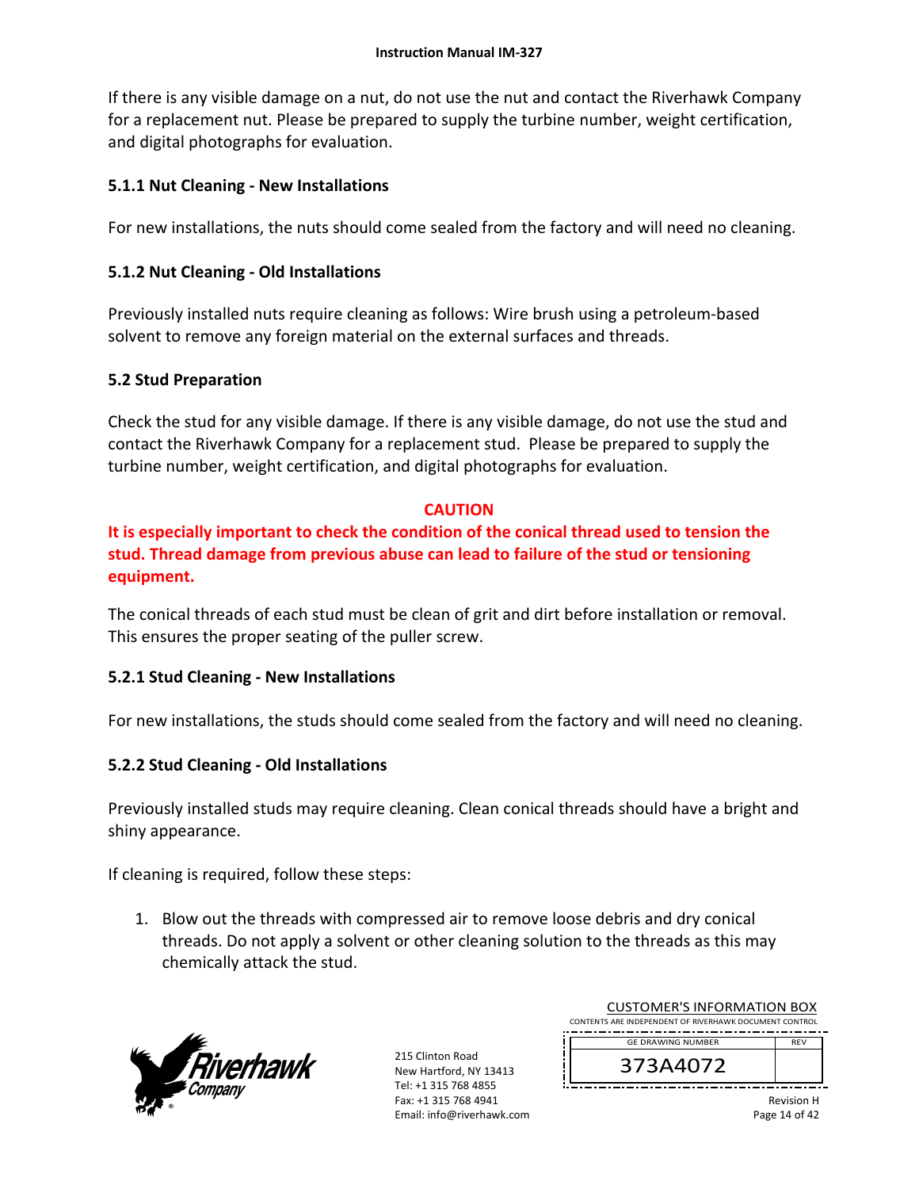If there is any visible damage on a nut, do not use the nut and contact the Riverhawk Company for a replacement nut. Please be prepared to supply the turbine number, weight certification, and digital photographs for evaluation.

### 5.1.1 Nut Cleaning - New Installations

For new installations, the nuts should come sealed from the factory and will need no cleaning.

### 5.1.2 Nut Cleaning - Old Installations

Previously installed nuts require cleaning as follows: Wire brush using a petroleum-based solvent to remove any foreign material on the external surfaces and threads.

## 5.2 Stud Preparation

Check the stud for any visible damage. If there is any visible damage, do not use the stud and contact the Riverhawk Company for a replacement stud. Please be prepared to supply the turbine number, weight certification, and digital photographs for evaluation.

**CAUTION**

**It is especially important to check the condition of the conical thread used to tension the stud. Thread damage from previous abuse can lead to failure of the stud or tensioning equipment.**

The conical threads of each stud must be clean of grit and dirt before installation or removal. This ensures the proper seating of the puller screw.

### 5.2.1 Stud Cleaning - New Installations

For new installations, the studs should come sealed from the factory and will need no cleaning.

### 5.2.2 Stud Cleaning - Old Installations

Previously installed studs may require cleaning. Clean conical threads should have a bright and shiny appearance.

If cleaning is required, follow these steps:

1. Blow out the threads with compressed air to remove loose debris and dry conical threads. Do not apply a solvent or other cleaning solution to the threads as this may chemically attack the stud.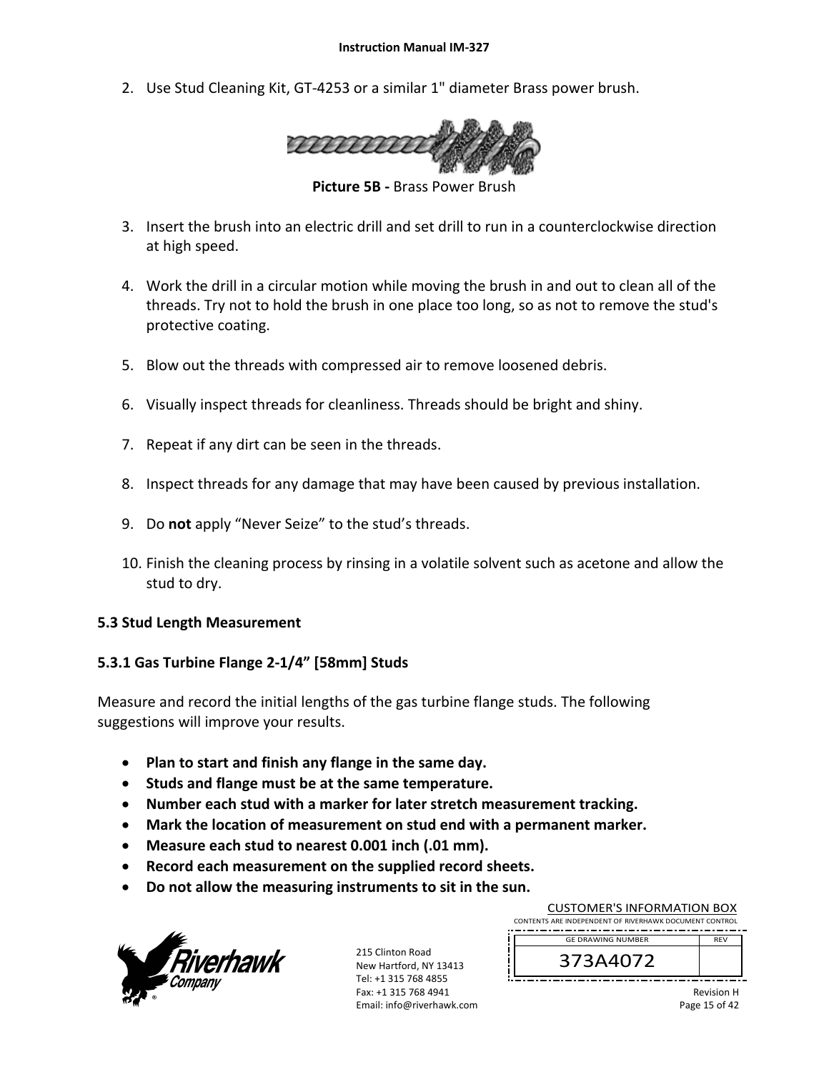2. Use Stud Cleaning Kit, GT-4253 or a similar 1" diameter Brass power brush.

**Picture 5B -** Brass Power Brush

3. Insert the brush into an electric drill and set drill to run in a counterclockwise direction at high speed.

4. Work the drill in a circular motion while moving the brush in and out to clean all of the threads. Try not to hold the brush in one place too long, so as not to remove the stud's protective coating.

5. Blow out the threads with compressed air to remove loosened debris.

6. Visually inspect threads for cleanliness. Threads should be bright and shiny.

7. Repeat if any dirt can be seen in the threads.

8. Inspect threads for any damage that may have been caused by previous installation.

9. Do **not** apply “Never Seize” to the stud’s threads.

10. Finish the cleaning process by rinsing in a volatile solvent such as acetone and allow the stud to dry.

### 5.3 Stud Length Measurement

#### 5.3.1 Gas Turbine Flange 2-1/4” [58mm] Studs

Measure and record the initial lengths of the gas turbine flange studs. The following suggestions will improve your results.

- **Plan to start and finish any flange in the same day.**
- **Studs and flange must be at the same temperature.**
- **Number each stud with a marker for later stretch measurement tracking.**
- **Mark the location of measurement on stud end with a permanent marker.**
- **Measure each stud to nearest 0.001 inch (.01 mm).**
- **Record each measurement on the supplied record sheets.**
- **Do not allow the measuring instruments to sit in the sun.**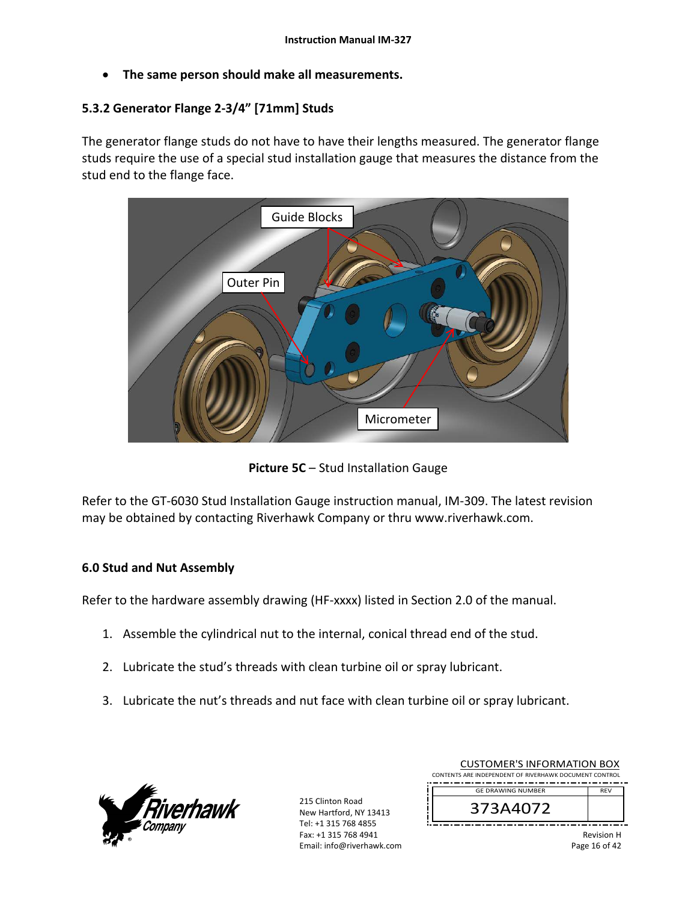- **The same person should make all measurements.**

### 5.3.2 Generator Flange 2-3/4" [71mm] Studs

The generator flange studs do not have to have their lengths measured. The generator flange studs require the use of a special stud installation gauge that measures the distance from the stud end to the flange face.

**Picture 5C** – Stud Installation Gauge

Refer to the GT-6030 Stud Installation Gauge instruction manual, IM-309. The latest revision may be obtained by contacting Riverhawk Company or thru www.riverhawk.com.

## 6.0 Stud and Nut Assembly

Refer to the hardware assembly drawing (HF-xxxx) listed in Section 2.0 of the manual.

1. Assemble the cylindrical nut to the internal, conical thread end of the stud.
2. Lubricate the stud's threads with clean turbine oil or spray lubricant.
3. Lubricate the nut's threads and nut face with clean turbine oil or spray lubricant.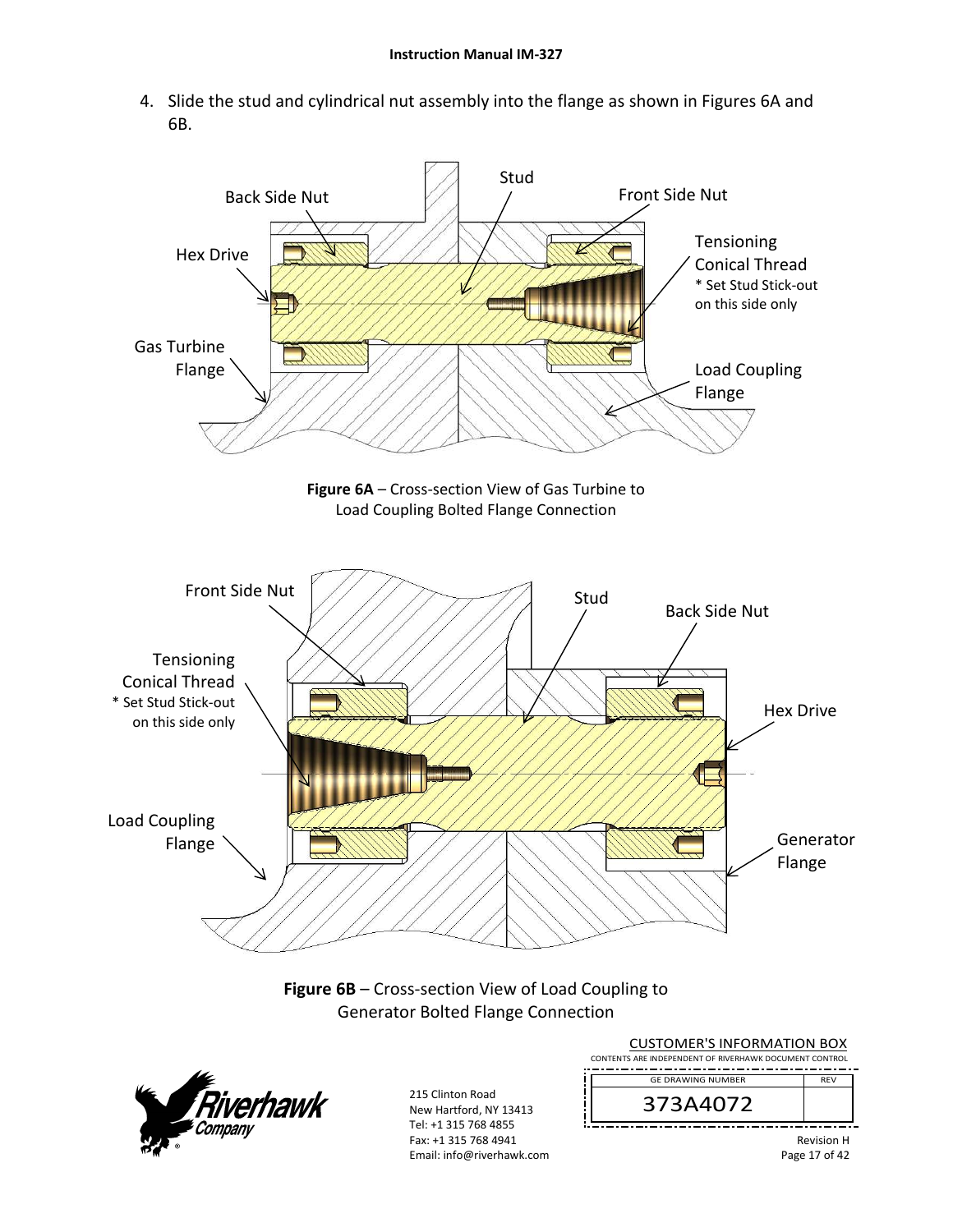4. Slide the stud and cylindrical nut assembly into the flange as shown in Figures 6A and 6B.

Back Side Nut
Stud
Front Side Nut
Hex Drive
Tensioning Conical Thread
* Set Stud Stick-out on this side only
Gas Turbine Flange
Load Coupling Flange

**Figure 6A** – Cross-section View of Gas Turbine to Load Coupling Bolted Flange Connection

Front Side Nut
Stud
Back Side Nut
Tensioning Conical Thread
* Set Stud Stick-out on this side only
Hex Drive
Load Coupling Flange
Generator Flange

**Figure 6B** – Cross-section View of Load Coupling to Generator Bolted Flange Connection

CUSTOMER'S INFORMATION BOX
CONTENTS ARE INDEPENDENT OF RIVERHAWK DOCUMENT CONTROL

| GE DRAWING NUMBER | REV |
|---|---|
| 373A4072 | |

215 Clinton Road
New Hartford, NY 13413
Tel: +1 315 768 4855
Fax: +1 315 768 4941
Email: info@riverhawk.com

Revision H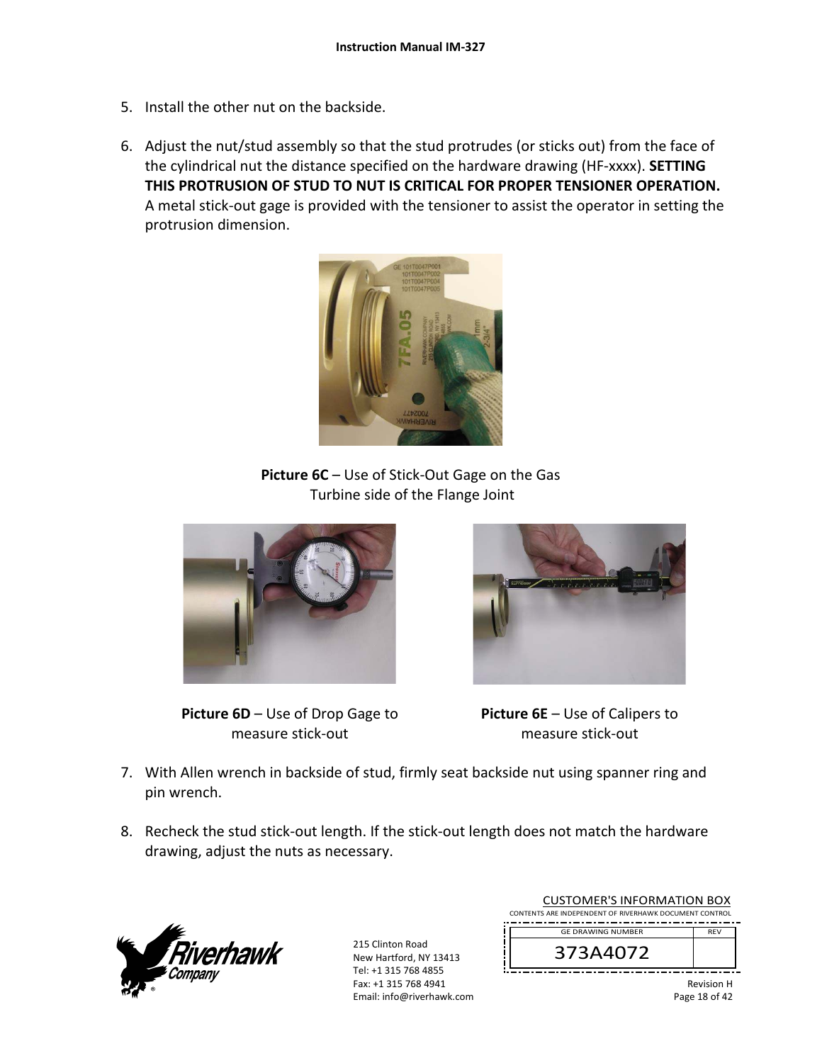5. Install the other nut on the backside.

6. Adjust the nut/stud assembly so that the stud protrudes (or sticks out) from the face of the cylindrical nut the distance specified on the hardware drawing (HF-xxxx). **SETTING THIS PROTRUSION OF STUD TO NUT IS CRITICAL FOR PROPER TENSIONER OPERATION.** A metal stick-out gage is provided with the tensioner to assist the operator in setting the protrusion dimension.

**Picture 6C** – Use of Stick-Out Gage on the Gas Turbine side of the Flange Joint

**Picture 6D** – Use of Drop Gage to measure stick-out

**Picture 6E** – Use of Calipers to measure stick-out

7. With Allen wrench in backside of stud, firmly seat backside nut using spanner ring and pin wrench.

8. Recheck the stud stick-out length. If the stick-out length does not match the hardware drawing, adjust the nuts as necessary.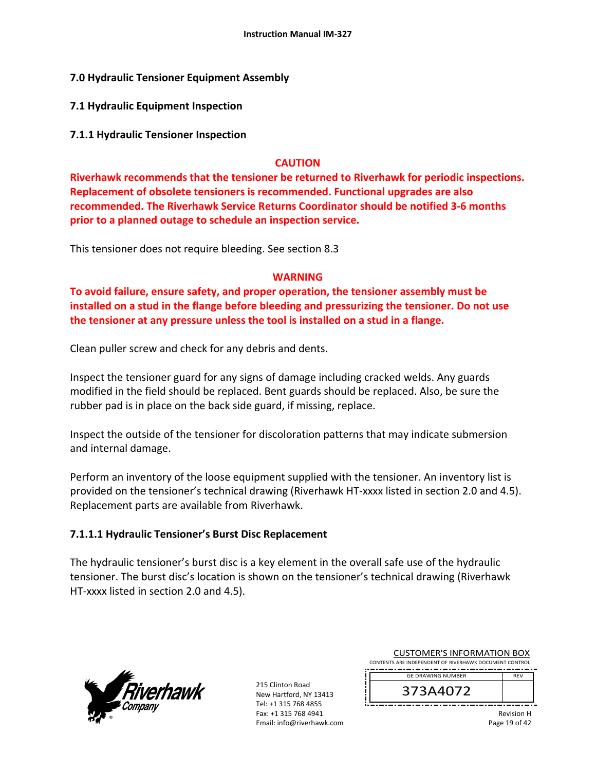## 7.0 Hydraulic Tensioner Equipment Assembly

### 7.1 Hydraulic Equipment Inspection

#### 7.1.1 Hydraulic Tensioner Inspection

**CAUTION**

**Riverhawk recommends that the tensioner be returned to Riverhawk for periodic inspections. Replacement of obsolete tensioners is recommended. Functional upgrades are also recommended. The Riverhawk Service Returns Coordinator should be notified 3-6 months prior to a planned outage to schedule an inspection service.**

This tensioner does not require bleeding. See section 8.3

**WARNING**

**To avoid failure, ensure safety, and proper operation, the tensioner assembly must be installed on a stud in the flange before bleeding and pressurizing the tensioner. Do not use the tensioner at any pressure unless the tool is installed on a stud in a flange.**

Clean puller screw and check for any debris and dents.

Inspect the tensioner guard for any signs of damage including cracked welds. Any guards modified in the field should be replaced. Bent guards should be replaced. Also, be sure the rubber pad is in place on the back side guard, if missing, replace.

Inspect the outside of the tensioner for discoloration patterns that may indicate submersion and internal damage.

Perform an inventory of the loose equipment supplied with the tensioner. An inventory list is provided on the tensioner's technical drawing (Riverhawk HT-xxxx listed in section 2.0 and 4.5). Replacement parts are available from Riverhawk.

##### 7.1.1.1 Hydraulic Tensioner's Burst Disc Replacement

The hydraulic tensioner's burst disc is a key element in the overall safe use of the hydraulic tensioner. The burst disc's location is shown on the tensioner's technical drawing (Riverhawk HT-xxxx listed in section 2.0 and 4.5).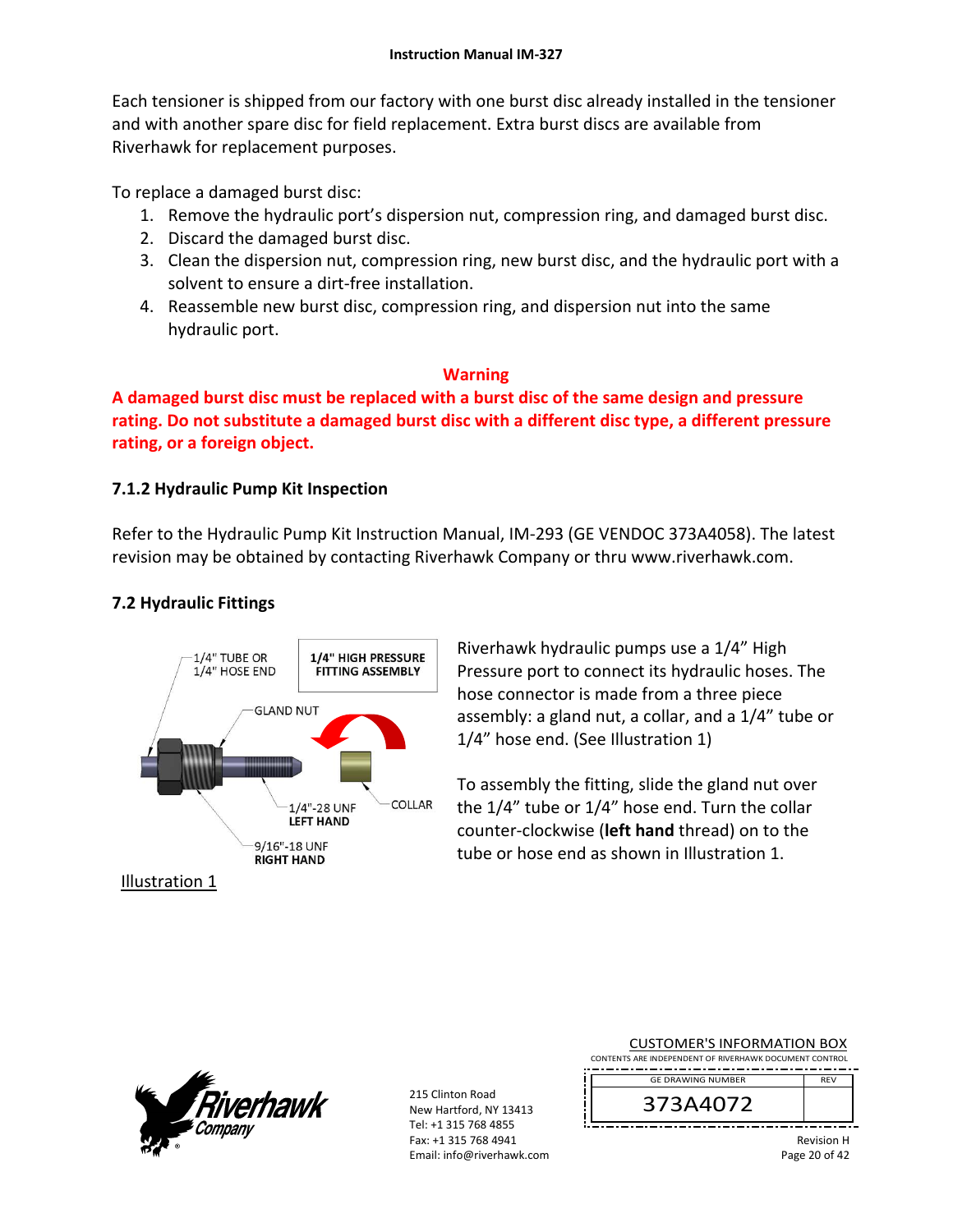Each tensioner is shipped from our factory with one burst disc already installed in the tensioner and with another spare disc for field replacement. Extra burst discs are available from Riverhawk for replacement purposes.

To replace a damaged burst disc:

1. Remove the hydraulic port's dispersion nut, compression ring, and damaged burst disc.
2. Discard the damaged burst disc.
3. Clean the dispersion nut, compression ring, new burst disc, and the hydraulic port with a solvent to ensure a dirt-free installation.
4. Reassemble new burst disc, compression ring, and dispersion nut into the same hydraulic port.

**Warning**

**A damaged burst disc must be replaced with a burst disc of the same design and pressure rating. Do not substitute a damaged burst disc with a different disc type, a different pressure rating, or a foreign object.**

### 7.1.2 Hydraulic Pump Kit Inspection

Refer to the Hydraulic Pump Kit Instruction Manual, IM-293 (GE VENDOC 373A4058). The latest revision may be obtained by contacting Riverhawk Company or thru www.riverhawk.com.

## 7.2 Hydraulic Fittings

1/4" TUBE OR 1/4" HOSE END

**1/4" HIGH PRESSURE FITTING ASSEMBLY**

GLAND NUT

COLLAR

1/4"-28 UNF **LEFT HAND**

9/16"-18 UNF **RIGHT HAND**

Illustration 1

Riverhawk hydraulic pumps use a 1/4" High Pressure port to connect its hydraulic hoses. The hose connector is made from a three piece assembly: a gland nut, a collar, and a 1/4" tube or 1/4" hose end. (See Illustration 1)

To assembly the fitting, slide the gland nut over the 1/4" tube or 1/4" hose end. Turn the collar counter-clockwise (**left hand** thread) on to the tube or hose end as shown in Illustration 1.

CUSTOMER'S INFORMATION BOX
CONTENTS ARE INDEPENDENT OF RIVERHAWK DOCUMENT CONTROL

| GE DRAWING NUMBER | REV |
|---|---|
| 373A4072 | |

215 Clinton Road
New Hartford, NY 13413
Tel: +1 315 768 4855
Fax: +1 315 768 4941
Email: info@riverhawk.com

Revision H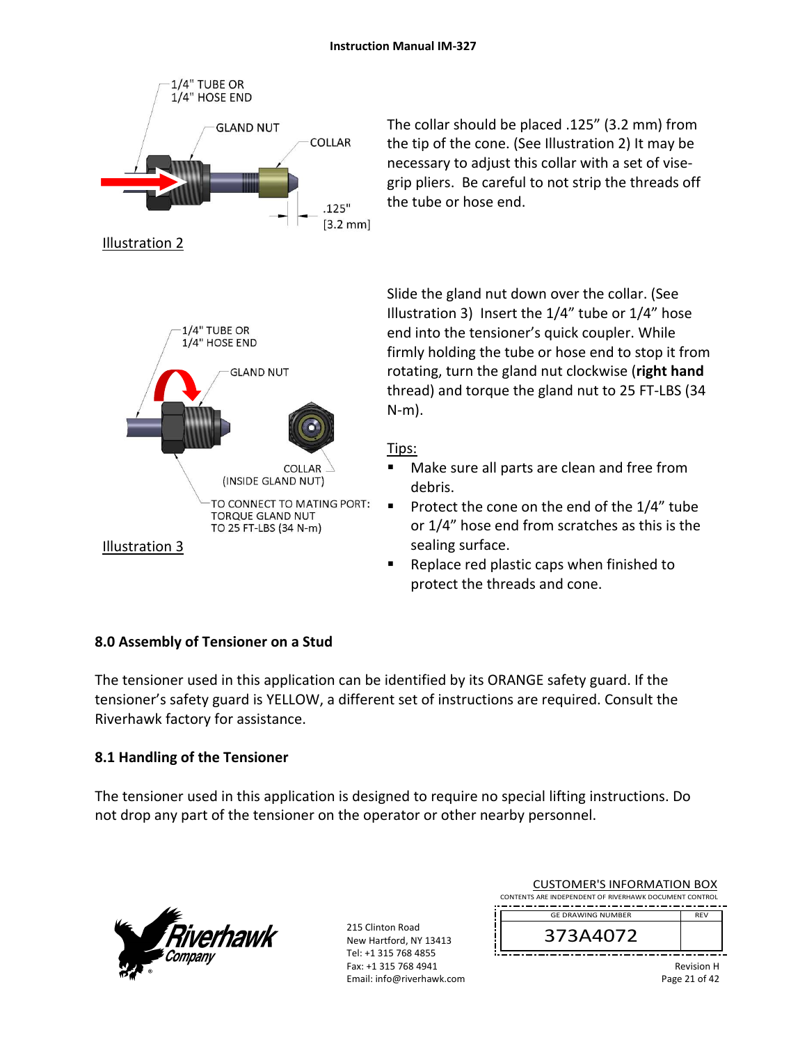The collar should be placed .125" (3.2 mm) from the tip of the cone. (See Illustration 2) It may be necessary to adjust this collar with a set of vise-grip pliers. Be careful to not strip the threads off the tube or hose end.

1/4" TUBE OR 1/4" HOSE END
GLAND NUT
COLLAR
.125" [3.2 mm]

Illustration 2

Slide the gland nut down over the collar. (See Illustration 3) Insert the 1/4" tube or 1/4" hose end into the tensioner's quick coupler. While firmly holding the tube or hose end to stop it from rotating, turn the gland nut clockwise (**right hand** thread) and torque the gland nut to 25 FT-LBS (34 N-m).

1/4" TUBE OR 1/4" HOSE END
GLAND NUT
COLLAR (INSIDE GLAND NUT)
TO CONNECT TO MATING PORT: TORQUE GLAND NUT TO 25 FT-LBS (34 N-m)

Illustration 3

Tips:

- Make sure all parts are clean and free from debris.
- Protect the cone on the end of the 1/4" tube or 1/4" hose end from scratches as this is the sealing surface.
- Replace red plastic caps when finished to protect the threads and cone.

## 8.0 Assembly of Tensioner on a Stud

The tensioner used in this application can be identified by its ORANGE safety guard. If the tensioner's safety guard is YELLOW, a different set of instructions are required. Consult the Riverhawk factory for assistance.

## 8.1 Handling of the Tensioner

The tensioner used in this application is designed to require no special lifting instructions. Do not drop any part of the tensioner on the operator or other nearby personnel.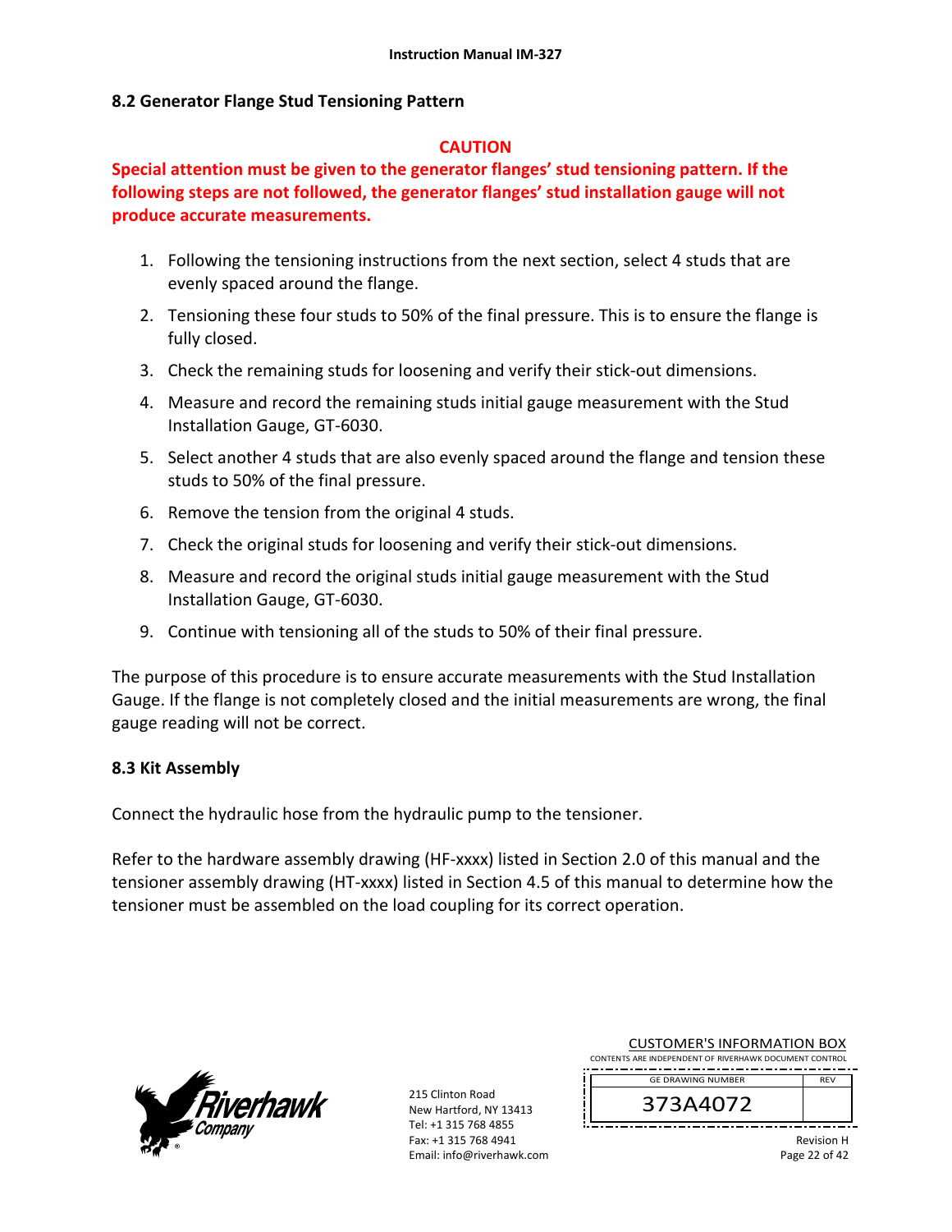## 8.2 Generator Flange Stud Tensioning Pattern

**CAUTION**

**Special attention must be given to the generator flanges' stud tensioning pattern. If the following steps are not followed, the generator flanges' stud installation gauge will not produce accurate measurements.**

1. Following the tensioning instructions from the next section, select 4 studs that are evenly spaced around the flange.
2. Tensioning these four studs to 50% of the final pressure. This is to ensure the flange is fully closed.
3. Check the remaining studs for loosening and verify their stick-out dimensions.
4. Measure and record the remaining studs initial gauge measurement with the Stud Installation Gauge, GT-6030.
5. Select another 4 studs that are also evenly spaced around the flange and tension these studs to 50% of the final pressure.
6. Remove the tension from the original 4 studs.
7. Check the original studs for loosening and verify their stick-out dimensions.
8. Measure and record the original studs initial gauge measurement with the Stud Installation Gauge, GT-6030.
9. Continue with tensioning all of the studs to 50% of their final pressure.

The purpose of this procedure is to ensure accurate measurements with the Stud Installation Gauge. If the flange is not completely closed and the initial measurements are wrong, the final gauge reading will not be correct.

## 8.3 Kit Assembly

Connect the hydraulic hose from the hydraulic pump to the tensioner.

Refer to the hardware assembly drawing (HF-xxxx) listed in Section 2.0 of this manual and the tensioner assembly drawing (HT-xxxx) listed in Section 4.5 of this manual to determine how the tensioner must be assembled on the load coupling for its correct operation.

215 Clinton Road
New Hartford, NY 13413
Tel: +1 315 768 4855
Fax: +1 315 768 4941
Email: info@riverhawk.com

CUSTOMER'S INFORMATION BOX
CONTENTS ARE INDEPENDENT OF RIVERHAWK DOCUMENT CONTROL

| GE DRAWING NUMBER | REV |
|---|---|
| 373A4072 | |

Revision H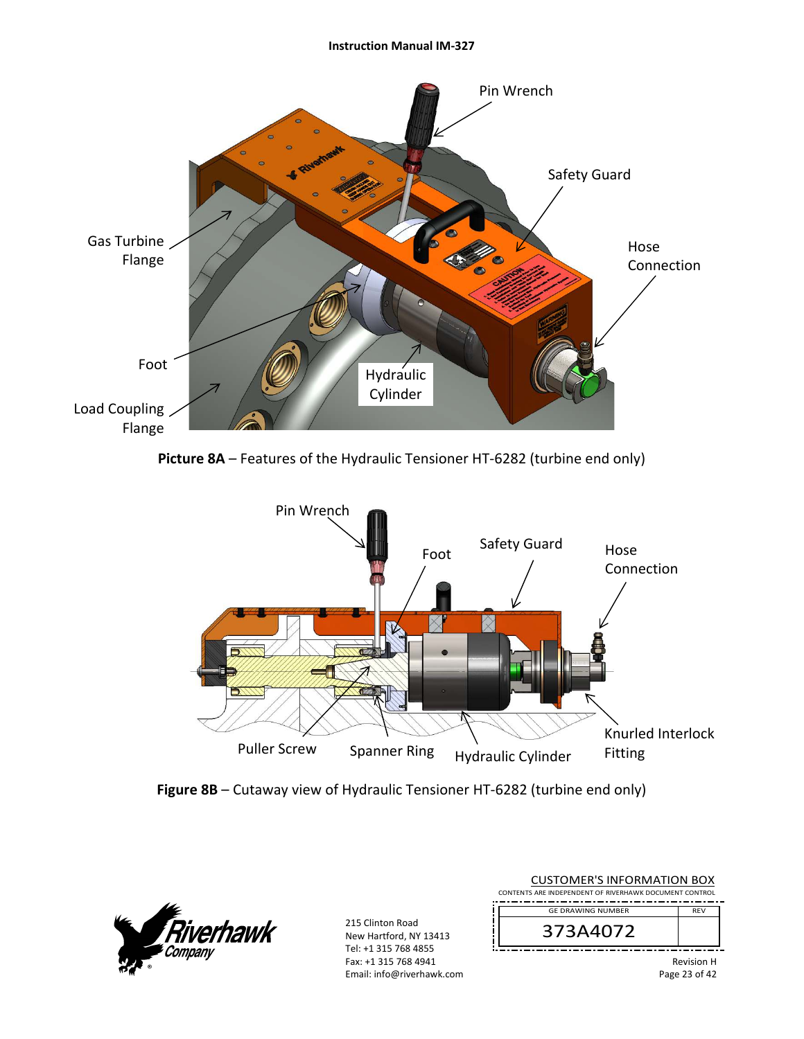Picture 8A – Features of the Hydraulic Tensioner HT-6282 (turbine end only)

Figure 8B – Cutaway view of Hydraulic Tensioner HT-6282 (turbine end only)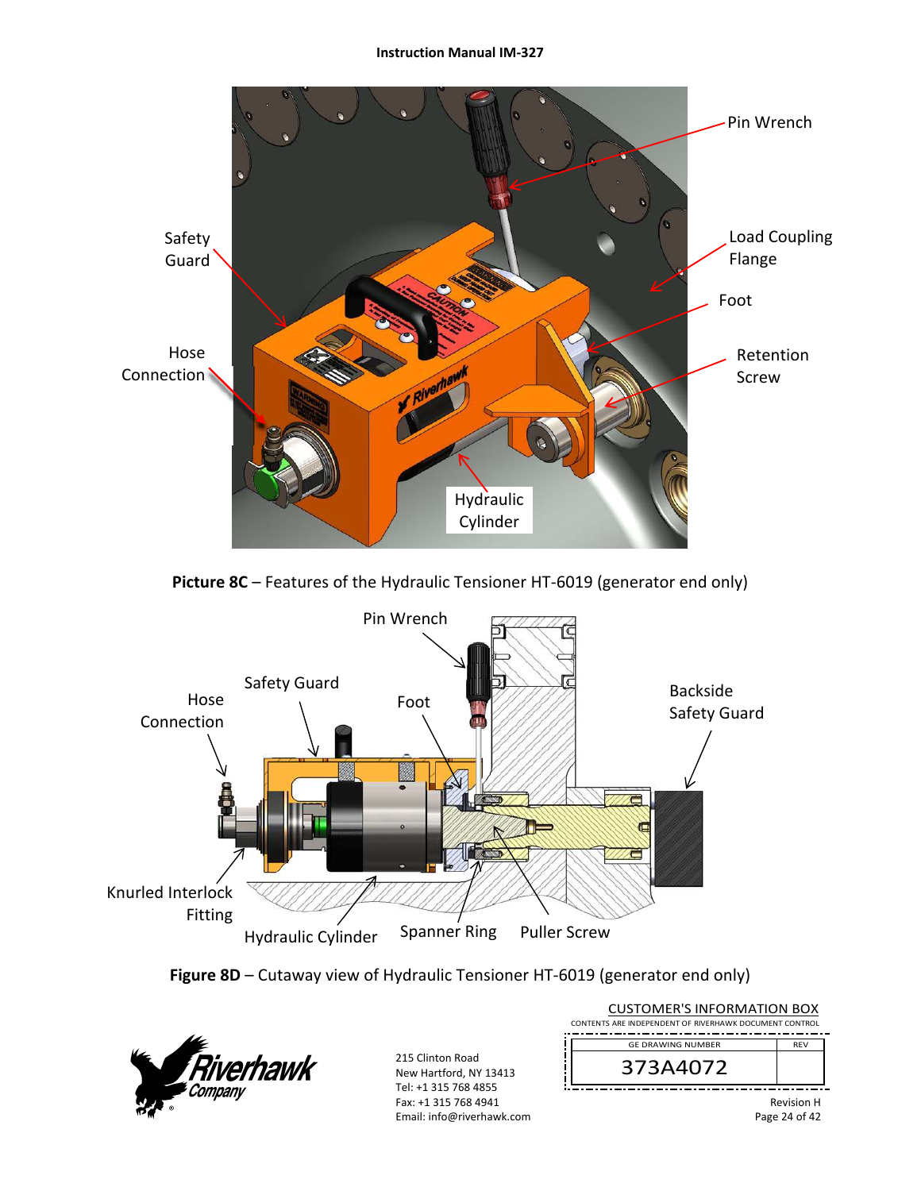Safety Guard

Hose Connection

Pin Wrench

Load Coupling Flange

Foot

Retention Screw

Hydraulic Cylinder

**Picture 8C** – Features of the Hydraulic Tensioner HT-6019 (generator end only)

Pin Wrench

Safety Guard

Hose Connection

Foot

Backside Safety Guard

Knurled Interlock Fitting

Hydraulic Cylinder

Spanner Ring

Puller Screw

**Figure 8D** – Cutaway view of Hydraulic Tensioner HT-6019 (generator end only)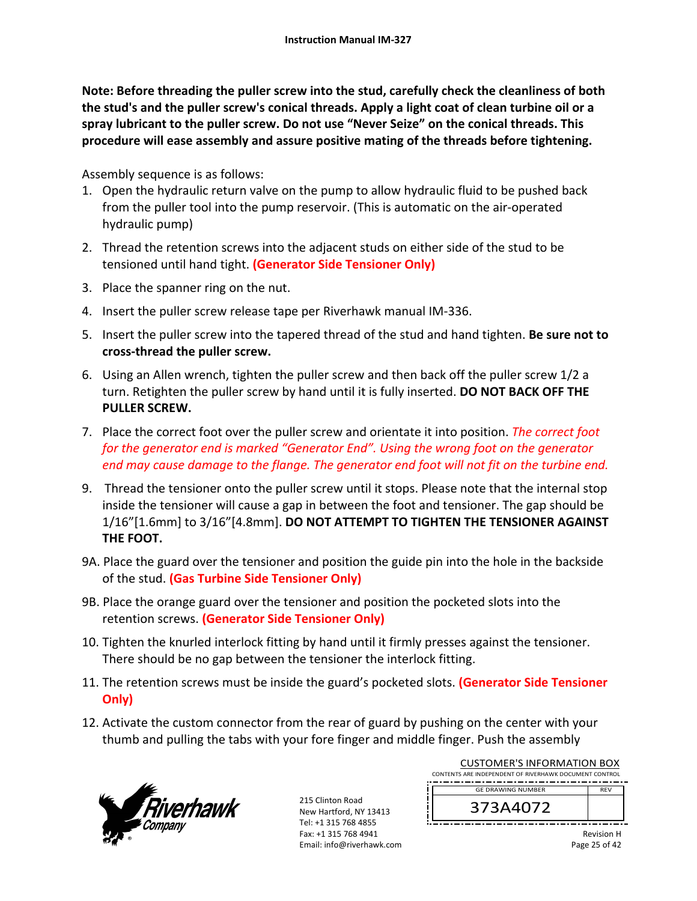**Note: Before threading the puller screw into the stud, carefully check the cleanliness of both the stud's and the puller screw's conical threads. Apply a light coat of clean turbine oil or a spray lubricant to the puller screw. Do not use "Never Seize" on the conical threads. This procedure will ease assembly and assure positive mating of the threads before tightening.**

Assembly sequence is as follows:

1. Open the hydraulic return valve on the pump to allow hydraulic fluid to be pushed back from the puller tool into the pump reservoir. (This is automatic on the air-operated hydraulic pump)

2. Thread the retention screws into the adjacent studs on either side of the stud to be tensioned until hand tight. **(Generator Side Tensioner Only)**

3. Place the spanner ring on the nut.

4. Insert the puller screw release tape per Riverhawk manual IM-336.

5. Insert the puller screw into the tapered thread of the stud and hand tighten. **Be sure not to cross-thread the puller screw.**

6. Using an Allen wrench, tighten the puller screw and then back off the puller screw 1/2 a turn. Retighten the puller screw by hand until it is fully inserted. **DO NOT BACK OFF THE PULLER SCREW.**

7. Place the correct foot over the puller screw and orientate it into position. *The correct foot for the generator end is marked "Generator End". Using the wrong foot on the generator end may cause damage to the flange. The generator end foot will not fit on the turbine end.*

9. Thread the tensioner onto the puller screw until it stops. Please note that the internal stop inside the tensioner will cause a gap in between the foot and tensioner. The gap should be 1/16"[1.6mm] to 3/16"[4.8mm]. **DO NOT ATTEMPT TO TIGHTEN THE TENSIONER AGAINST THE FOOT.**

9A. Place the guard over the tensioner and position the guide pin into the hole in the backside of the stud. **(Gas Turbine Side Tensioner Only)**

9B. Place the orange guard over the tensioner and position the pocketed slots into the retention screws. **(Generator Side Tensioner Only)**

10. Tighten the knurled interlock fitting by hand until it firmly presses against the tensioner. There should be no gap between the tensioner the interlock fitting.

11. The retention screws must be inside the guard's pocketed slots. **(Generator Side Tensioner Only)**

12. Activate the custom connector from the rear of guard by pushing on the center with your thumb and pulling the tabs with your fore finger and middle finger. Push the assembly

215 Clinton Road
New Hartford, NY 13413
Tel: +1 315 768 4855
Fax: +1 315 768 4941
Email: info@riverhawk.com

CUSTOMER'S INFORMATION BOX
CONTENTS ARE INDEPENDENT OF RIVERHAWK DOCUMENT CONTROL

| GE DRAWING NUMBER | REV |
|---|---|
| 373A4072 | |

Revision H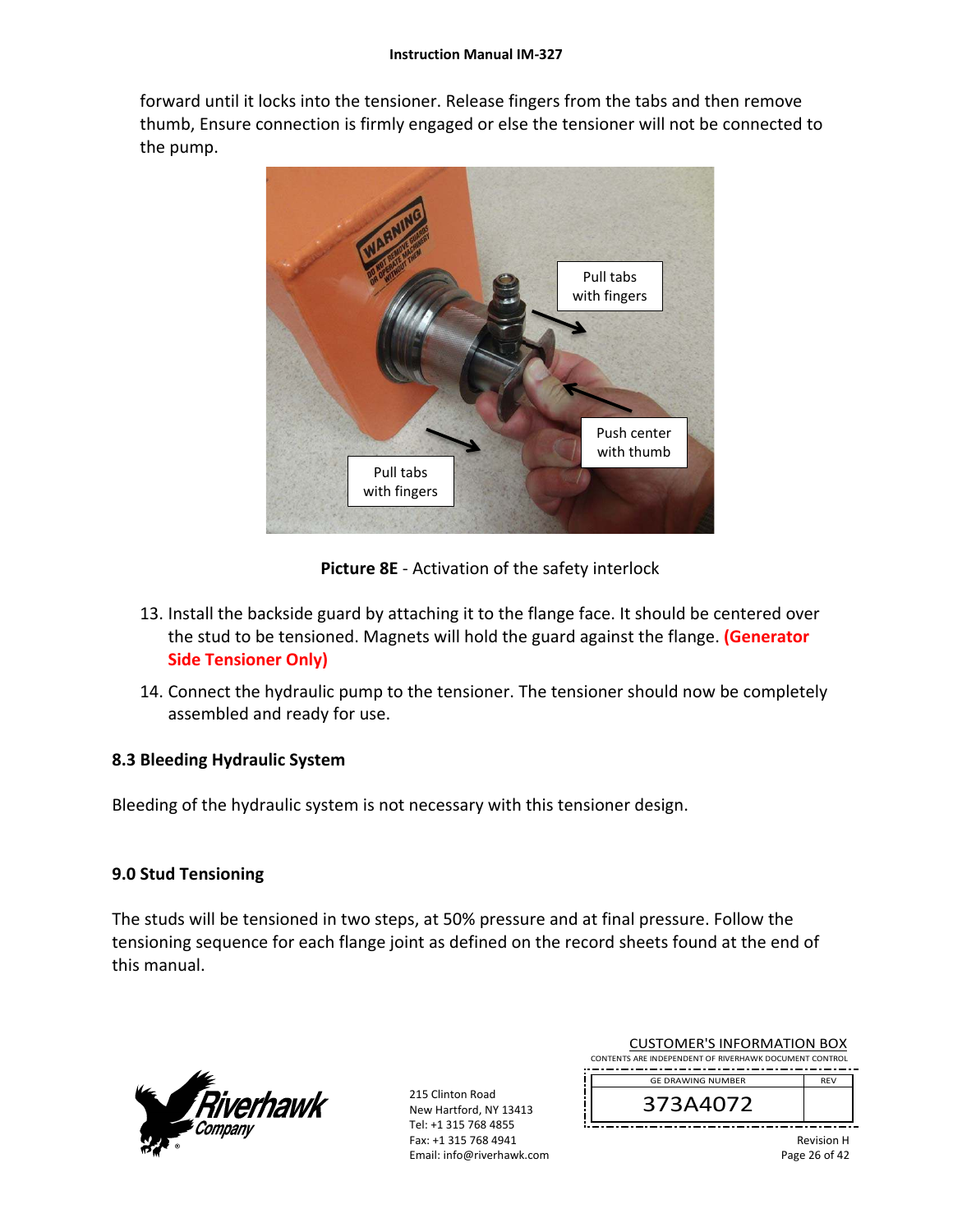forward until it locks into the tensioner. Release fingers from the tabs and then remove thumb, Ensure connection is firmly engaged or else the tensioner will not be connected to the pump.

**Picture 8E** - Activation of the safety interlock

13. Install the backside guard by attaching it to the flange face. It should be centered over the stud to be tensioned. Magnets will hold the guard against the flange. **(Generator Side Tensioner Only)**
14. Connect the hydraulic pump to the tensioner. The tensioner should now be completely assembled and ready for use.

### 8.3 Bleeding Hydraulic System

Bleeding of the hydraulic system is not necessary with this tensioner design.

## 9.0 Stud Tensioning

The studs will be tensioned in two steps, at 50% pressure and at final pressure. Follow the tensioning sequence for each flange joint as defined on the record sheets found at the end of this manual.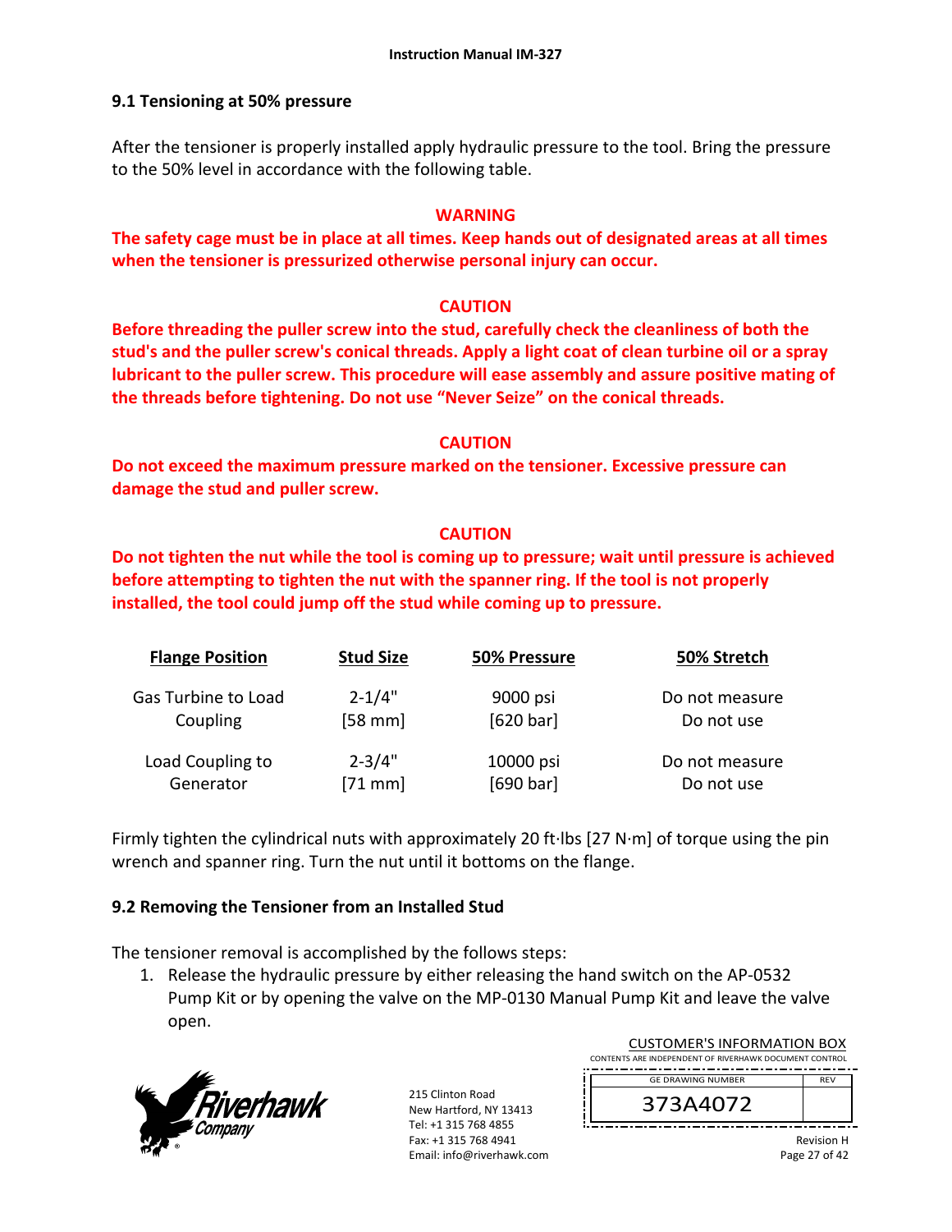## 9.1 Tensioning at 50% pressure

After the tensioner is properly installed apply hydraulic pressure to the tool. Bring the pressure to the 50% level in accordance with the following table.

**WARNING**

**The safety cage must be in place at all times. Keep hands out of designated areas at all times when the tensioner is pressurized otherwise personal injury can occur.**

**CAUTION**

**Before threading the puller screw into the stud, carefully check the cleanliness of both the stud's and the puller screw's conical threads. Apply a light coat of clean turbine oil or a spray lubricant to the puller screw. This procedure will ease assembly and assure positive mating of the threads before tightening. Do not use "Never Seize" on the conical threads.**

**CAUTION**

**Do not exceed the maximum pressure marked on the tensioner. Excessive pressure can damage the stud and puller screw.**

**CAUTION**

**Do not tighten the nut while the tool is coming up to pressure; wait until pressure is achieved before attempting to tighten the nut with the spanner ring. If the tool is not properly installed, the tool could jump off the stud while coming up to pressure.**

| Flange Position | Stud Size | 50% Pressure | 50% Stretch |
|---|---|---|---|
| Gas Turbine to Load Coupling | 2-1/4" [58 mm] | 9000 psi [620 bar] | Do not measure Do not use |
| Load Coupling to Generator | 2-3/4" [71 mm] | 10000 psi [690 bar] | Do not measure Do not use |

Firmly tighten the cylindrical nuts with approximately 20 ft·lbs [27 N·m] of torque using the pin wrench and spanner ring. Turn the nut until it bottoms on the flange.

## 9.2 Removing the Tensioner from an Installed Stud

The tensioner removal is accomplished by the follows steps:

1. Release the hydraulic pressure by either releasing the hand switch on the AP-0532 Pump Kit or by opening the valve on the MP-0130 Manual Pump Kit and leave the valve open.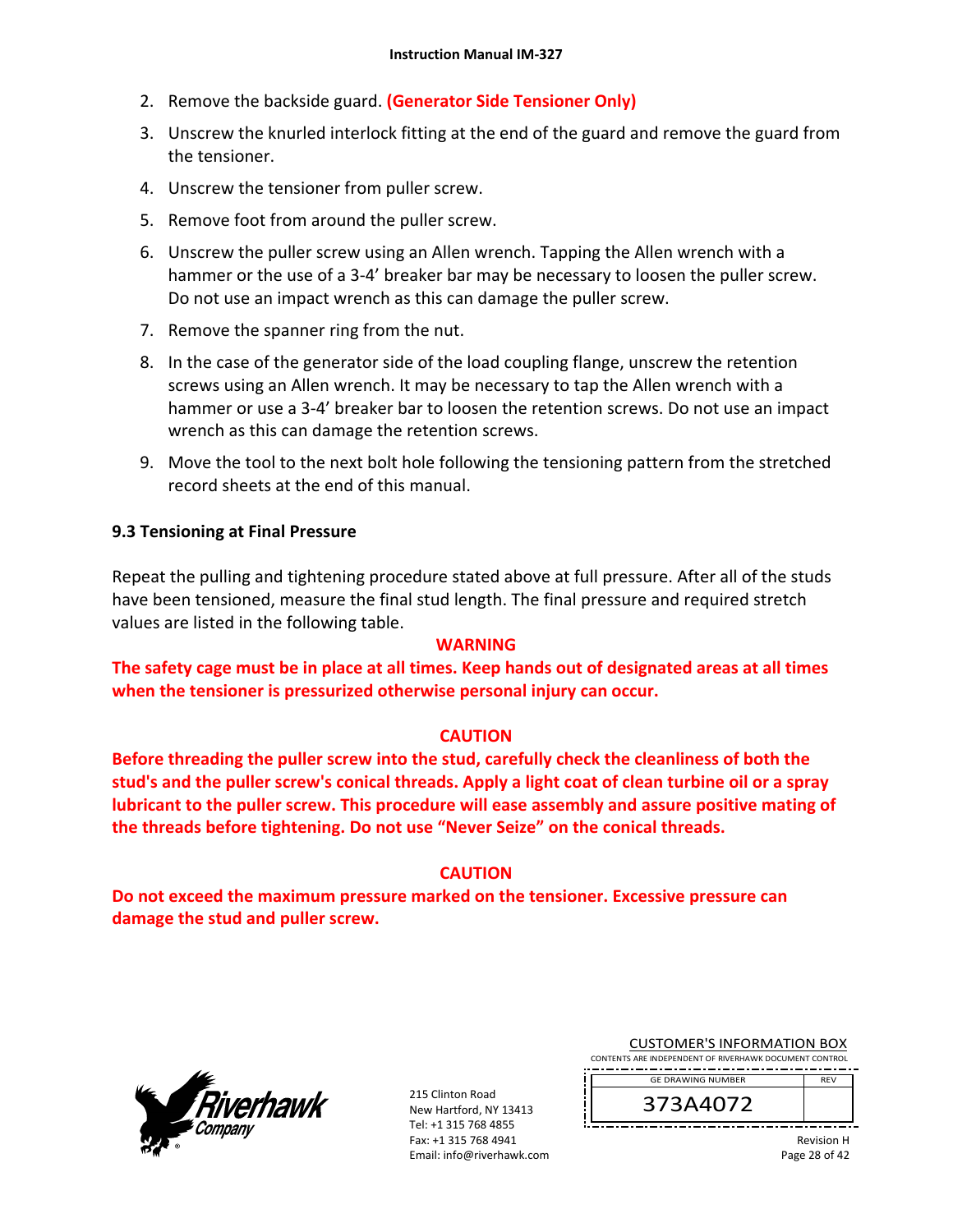2. Remove the backside guard. **(Generator Side Tensioner Only)**
3. Unscrew the knurled interlock fitting at the end of the guard and remove the guard from the tensioner.
4. Unscrew the tensioner from puller screw.
5. Remove foot from around the puller screw.
6. Unscrew the puller screw using an Allen wrench. Tapping the Allen wrench with a hammer or the use of a 3-4' breaker bar may be necessary to loosen the puller screw. Do not use an impact wrench as this can damage the puller screw.
7. Remove the spanner ring from the nut.
8. In the case of the generator side of the load coupling flange, unscrew the retention screws using an Allen wrench. It may be necessary to tap the Allen wrench with a hammer or use a 3-4' breaker bar to loosen the retention screws. Do not use an impact wrench as this can damage the retention screws.
9. Move the tool to the next bolt hole following the tensioning pattern from the stretched record sheets at the end of this manual.

### 9.3 Tensioning at Final Pressure

Repeat the pulling and tightening procedure stated above at full pressure. After all of the studs have been tensioned, measure the final stud length. The final pressure and required stretch values are listed in the following table.

**WARNING**

**The safety cage must be in place at all times. Keep hands out of designated areas at all times when the tensioner is pressurized otherwise personal injury can occur.**

**CAUTION**

**Before threading the puller screw into the stud, carefully check the cleanliness of both the stud's and the puller screw's conical threads. Apply a light coat of clean turbine oil or a spray lubricant to the puller screw. This procedure will ease assembly and assure positive mating of the threads before tightening. Do not use "Never Seize" on the conical threads.**

**CAUTION**

**Do not exceed the maximum pressure marked on the tensioner. Excessive pressure can damage the stud and puller screw.**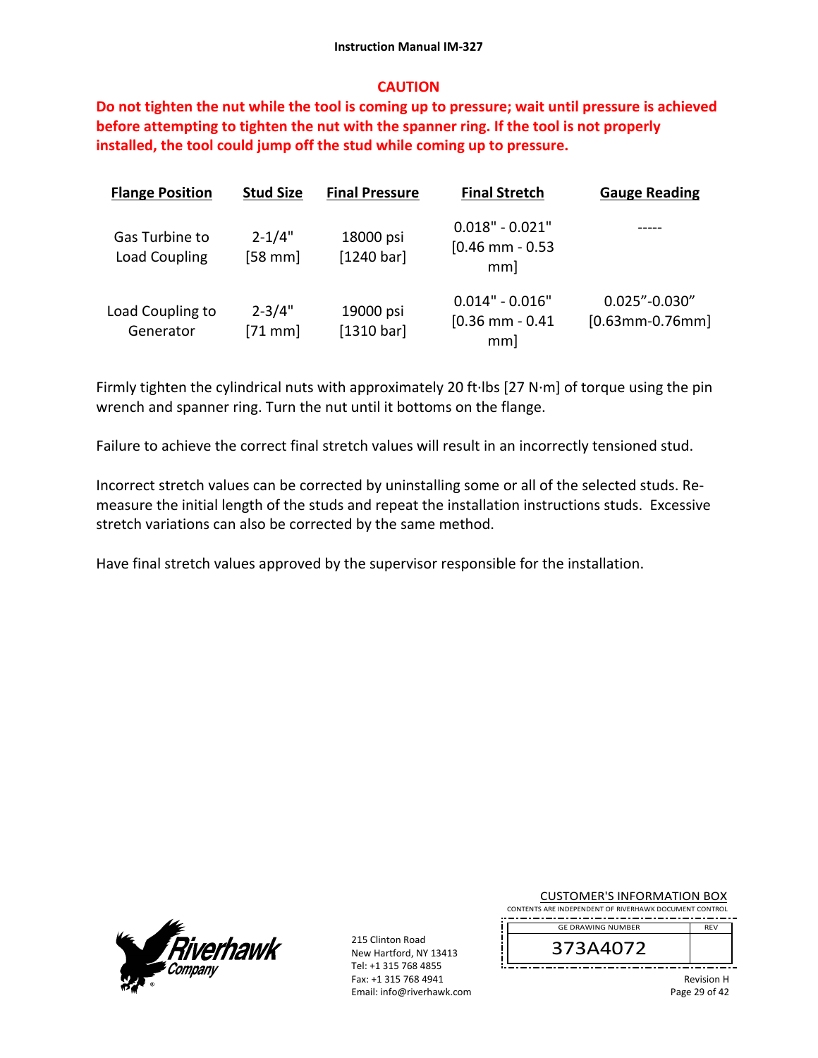## CAUTION

**Do not tighten the nut while the tool is coming up to pressure; wait until pressure is achieved before attempting to tighten the nut with the spanner ring. If the tool is not properly installed, the tool could jump off the stud while coming up to pressure.**

| Flange Position | Stud Size | Final Pressure | Final Stretch | Gauge Reading |
|---|---|---|---|---|
| Gas Turbine to Load Coupling | 2-1/4" [58 mm] | 18000 psi [1240 bar] | 0.018" - 0.021" [0.46 mm - 0.53 mm] | ----- |
| Load Coupling to Generator | 2-3/4" [71 mm] | 19000 psi [1310 bar] | 0.014" - 0.016" [0.36 mm - 0.41 mm] | 0.025"-0.030" [0.63mm-0.76mm] |

Firmly tighten the cylindrical nuts with approximately 20 ft·lbs [27 N·m] of torque using the pin wrench and spanner ring. Turn the nut until it bottoms on the flange.

Failure to achieve the correct final stretch values will result in an incorrectly tensioned stud.

Incorrect stretch values can be corrected by uninstalling some or all of the selected studs. Re-measure the initial length of the studs and repeat the installation instructions studs. Excessive stretch variations can also be corrected by the same method.

Have final stretch values approved by the supervisor responsible for the installation.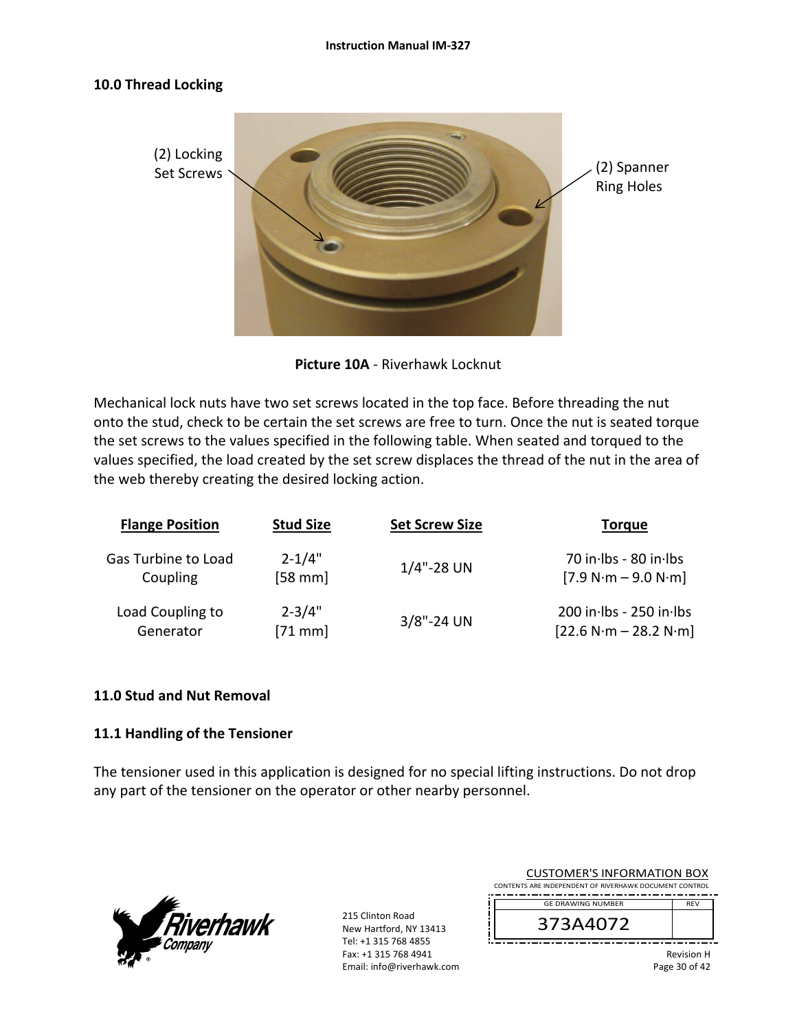## 10.0 Thread Locking

(2) Locking Set Screws

(2) Spanner Ring Holes

**Picture 10A** - Riverhawk Locknut

Mechanical lock nuts have two set screws located in the top face. Before threading the nut onto the stud, check to be certain the set screws are free to turn. Once the nut is seated torque the set screws to the values specified in the following table. When seated and torqued to the values specified, the load created by the set screw displaces the thread of the nut in the area of the web thereby creating the desired locking action.

| Flange Position | Stud Size | Set Screw Size | Torque |
|---|---|---|---|
| Gas Turbine to Load Coupling | 2-1/4" [58 mm] | 1/4"-28 UN | 70 in·lbs - 80 in·lbs [7.9 N·m – 9.0 N·m] |
| Load Coupling to Generator | 2-3/4" [71 mm] | 3/8"-24 UN | 200 in·lbs - 250 in·lbs [22.6 N·m – 28.2 N·m] |

## 11.0 Stud and Nut Removal

### 11.1 Handling of the Tensioner

The tensioner used in this application is designed for no special lifting instructions. Do not drop any part of the tensioner on the operator or other nearby personnel.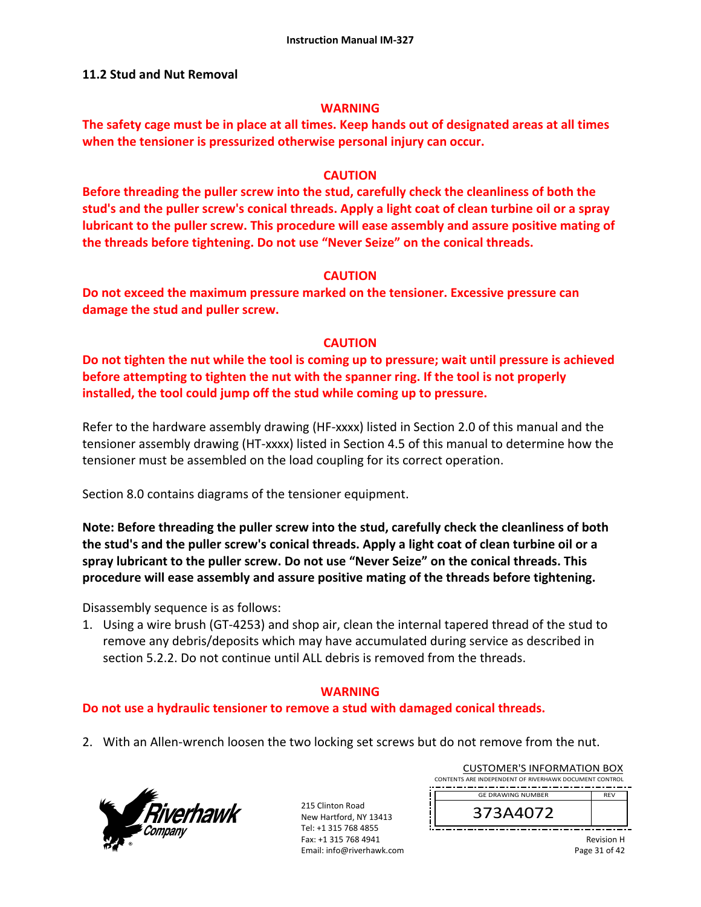## 11.2 Stud and Nut Removal

**WARNING**

**The safety cage must be in place at all times. Keep hands out of designated areas at all times when the tensioner is pressurized otherwise personal injury can occur.**

**CAUTION**

**Before threading the puller screw into the stud, carefully check the cleanliness of both the stud's and the puller screw's conical threads. Apply a light coat of clean turbine oil or a spray lubricant to the puller screw. This procedure will ease assembly and assure positive mating of the threads before tightening. Do not use "Never Seize" on the conical threads.**

**CAUTION**

**Do not exceed the maximum pressure marked on the tensioner. Excessive pressure can damage the stud and puller screw.**

**CAUTION**

**Do not tighten the nut while the tool is coming up to pressure; wait until pressure is achieved before attempting to tighten the nut with the spanner ring. If the tool is not properly installed, the tool could jump off the stud while coming up to pressure.**

Refer to the hardware assembly drawing (HF-xxxx) listed in Section 2.0 of this manual and the tensioner assembly drawing (HT-xxxx) listed in Section 4.5 of this manual to determine how the tensioner must be assembled on the load coupling for its correct operation.

Section 8.0 contains diagrams of the tensioner equipment.

**Note: Before threading the puller screw into the stud, carefully check the cleanliness of both the stud's and the puller screw's conical threads. Apply a light coat of clean turbine oil or a spray lubricant to the puller screw. Do not use "Never Seize" on the conical threads. This procedure will ease assembly and assure positive mating of the threads before tightening.**

Disassembly sequence is as follows:

1. Using a wire brush (GT-4253) and shop air, clean the internal tapered thread of the stud to remove any debris/deposits which may have accumulated during service as described in section 5.2.2. Do not continue until ALL debris is removed from the threads.

**WARNING**

**Do not use a hydraulic tensioner to remove a stud with damaged conical threads.**

2. With an Allen-wrench loosen the two locking set screws but do not remove from the nut.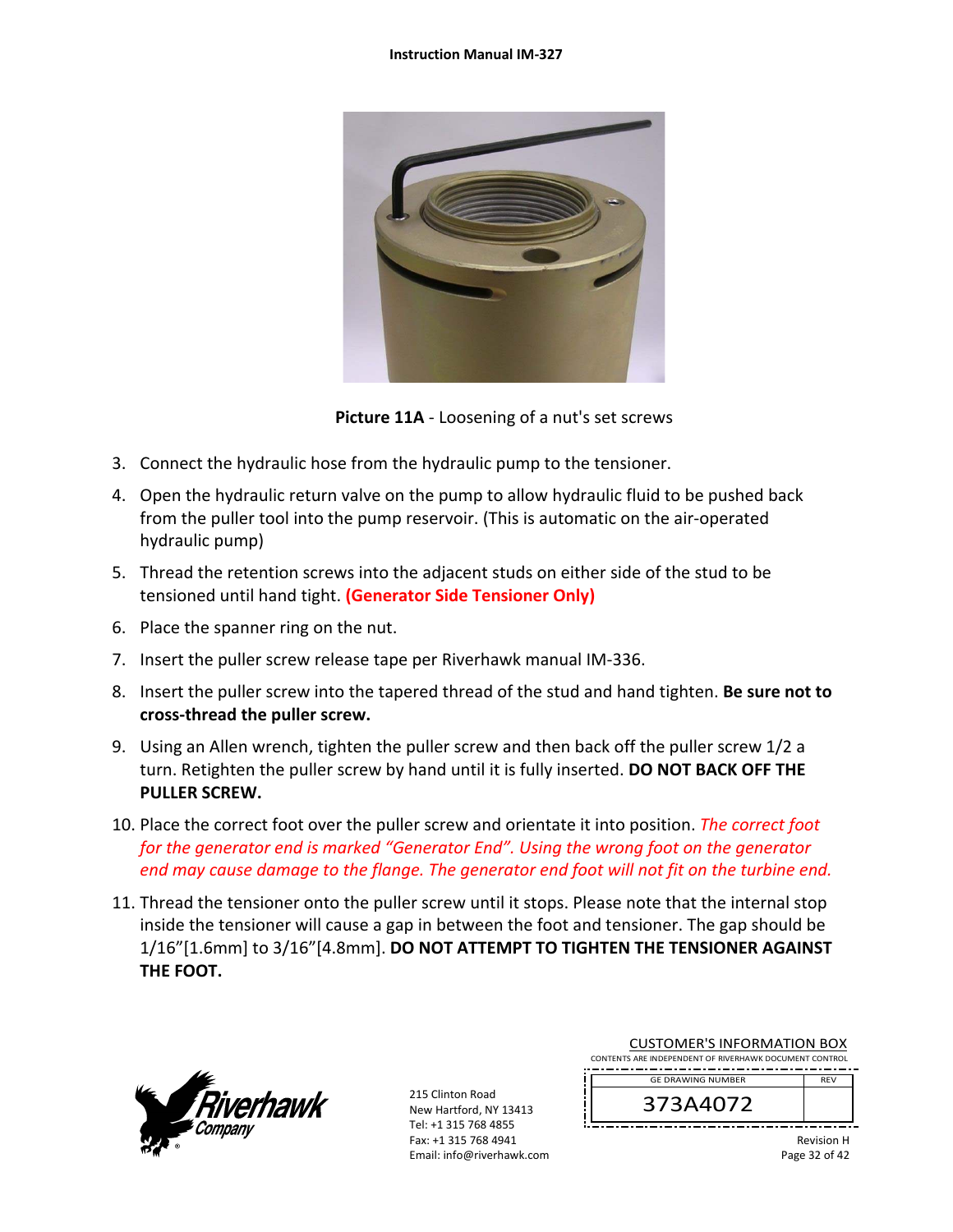**Picture 11A** - Loosening of a nut's set screws

3. Connect the hydraulic hose from the hydraulic pump to the tensioner.
4. Open the hydraulic return valve on the pump to allow hydraulic fluid to be pushed back from the puller tool into the pump reservoir. (This is automatic on the air-operated hydraulic pump)
5. Thread the retention screws into the adjacent studs on either side of the stud to be tensioned until hand tight. **(Generator Side Tensioner Only)**
6. Place the spanner ring on the nut.
7. Insert the puller screw release tape per Riverhawk manual IM-336.
8. Insert the puller screw into the tapered thread of the stud and hand tighten. **Be sure not to cross-thread the puller screw.**
9. Using an Allen wrench, tighten the puller screw and then back off the puller screw 1/2 a turn. Retighten the puller screw by hand until it is fully inserted. **DO NOT BACK OFF THE PULLER SCREW.**
10. Place the correct foot over the puller screw and orientate it into position. *The correct foot for the generator end is marked "Generator End". Using the wrong foot on the generator end may cause damage to the flange. The generator end foot will not fit on the turbine end.*
11. Thread the tensioner onto the puller screw until it stops. Please note that the internal stop inside the tensioner will cause a gap in between the foot and tensioner. The gap should be 1/16"[1.6mm] to 3/16"[4.8mm]. **DO NOT ATTEMPT TO TIGHTEN THE TENSIONER AGAINST THE FOOT.**

215 Clinton Road
New Hartford, NY 13413
Tel: +1 315 768 4855
Fax: +1 315 768 4941
Email: info@riverhawk.com

CUSTOMER'S INFORMATION BOX
CONTENTS ARE INDEPENDENT OF RIVERHAWK DOCUMENT CONTROL

| GE DRAWING NUMBER | REV |
|---|---|
| 373A4072 | |

Revision H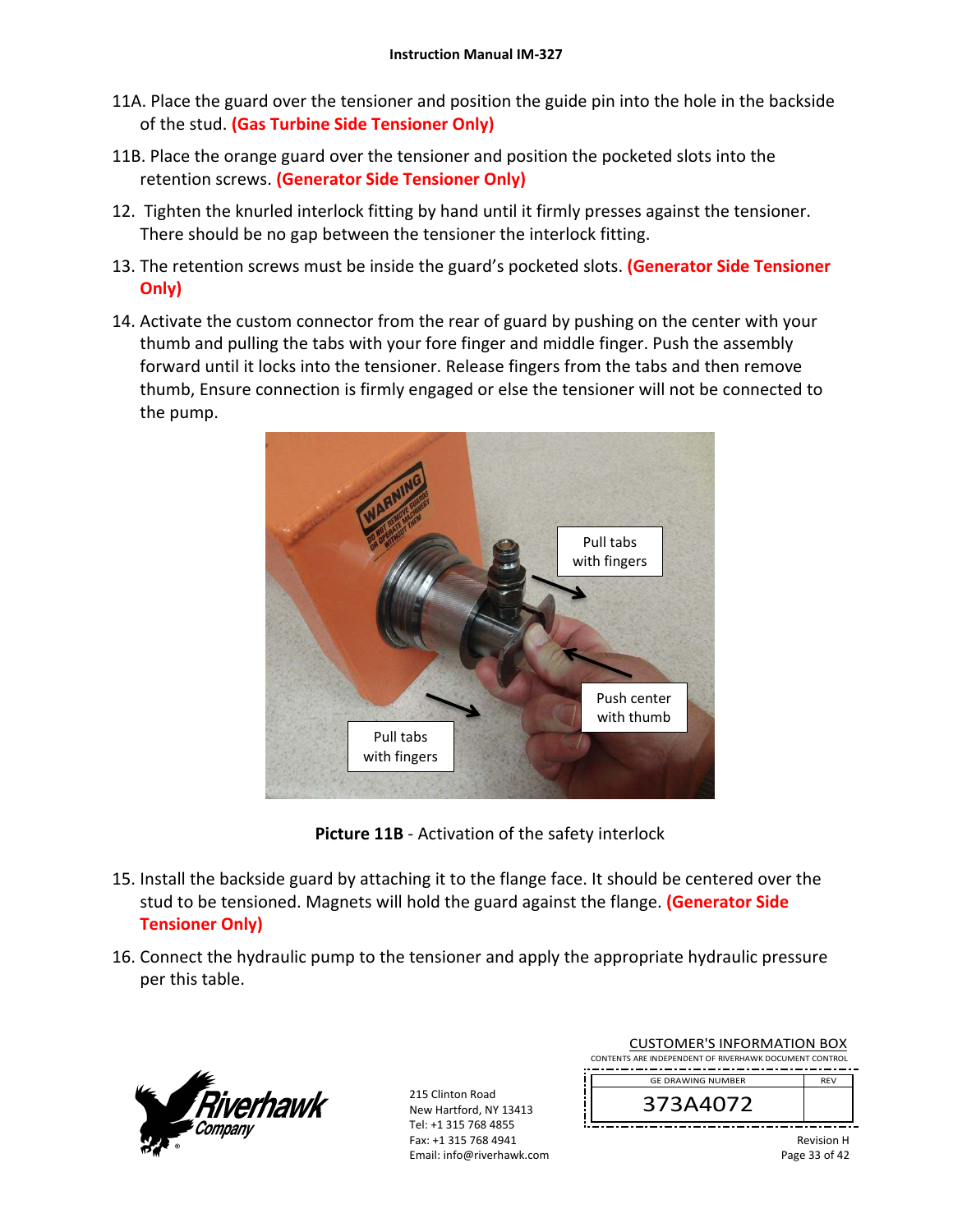11A. Place the guard over the tensioner and position the guide pin into the hole in the backside of the stud. **(Gas Turbine Side Tensioner Only)**

11B. Place the orange guard over the tensioner and position the pocketed slots into the retention screws. **(Generator Side Tensioner Only)**

12. Tighten the knurled interlock fitting by hand until it firmly presses against the tensioner. There should be no gap between the tensioner the interlock fitting.

13. The retention screws must be inside the guard's pocketed slots. **(Generator Side Tensioner Only)**

14. Activate the custom connector from the rear of guard by pushing on the center with your thumb and pulling the tabs with your fore finger and middle finger. Push the assembly forward until it locks into the tensioner. Release fingers from the tabs and then remove thumb, Ensure connection is firmly engaged or else the tensioner will not be connected to the pump.

**Picture 11B** - Activation of the safety interlock

15. Install the backside guard by attaching it to the flange face. It should be centered over the stud to be tensioned. Magnets will hold the guard against the flange. **(Generator Side Tensioner Only)**

16. Connect the hydraulic pump to the tensioner and apply the appropriate hydraulic pressure per this table.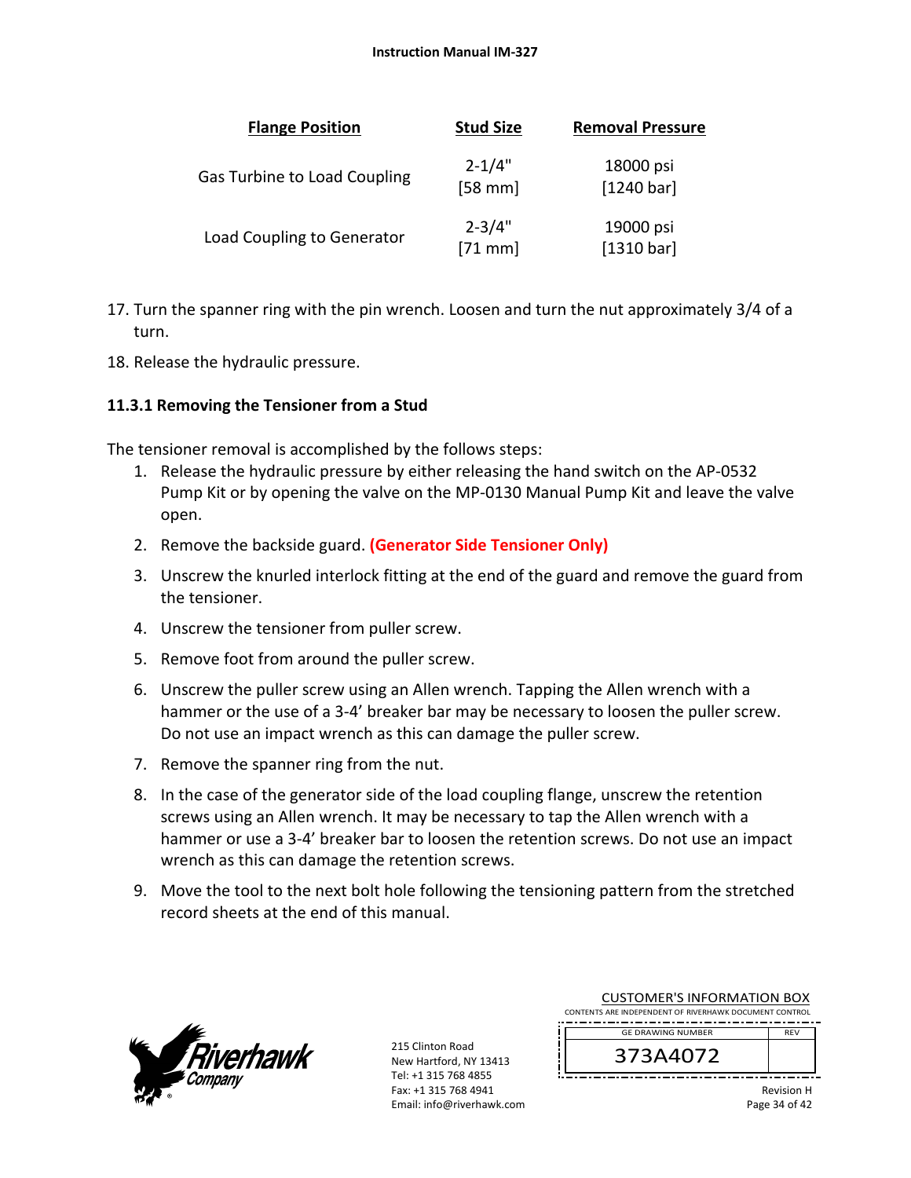| Flange Position | Stud Size | Removal Pressure |
|---|---|---|
| Gas Turbine to Load Coupling | 2-1/4" [58 mm] | 18000 psi [1240 bar] |
| Load Coupling to Generator | 2-3/4" [71 mm] | 19000 psi [1310 bar] |

17. Turn the spanner ring with the pin wrench. Loosen and turn the nut approximately 3/4 of a turn.
18. Release the hydraulic pressure.

### 11.3.1 Removing the Tensioner from a Stud

The tensioner removal is accomplished by the follows steps:

1. Release the hydraulic pressure by either releasing the hand switch on the AP-0532 Pump Kit or by opening the valve on the MP-0130 Manual Pump Kit and leave the valve open.
2. Remove the backside guard. **(Generator Side Tensioner Only)**
3. Unscrew the knurled interlock fitting at the end of the guard and remove the guard from the tensioner.
4. Unscrew the tensioner from puller screw.
5. Remove foot from around the puller screw.
6. Unscrew the puller screw using an Allen wrench. Tapping the Allen wrench with a hammer or the use of a 3-4' breaker bar may be necessary to loosen the puller screw. Do not use an impact wrench as this can damage the puller screw.
7. Remove the spanner ring from the nut.
8. In the case of the generator side of the load coupling flange, unscrew the retention screws using an Allen wrench. It may be necessary to tap the Allen wrench with a hammer or use a 3-4' breaker bar to loosen the retention screws. Do not use an impact wrench as this can damage the retention screws.
9. Move the tool to the next bolt hole following the tensioning pattern from the stretched record sheets at the end of this manual.

215 Clinton Road
New Hartford, NY 13413
Tel: +1 315 768 4855
Fax: +1 315 768 4941
Email: info@riverhawk.com

CUSTOMER'S INFORMATION BOX
CONTENTS ARE INDEPENDENT OF RIVERHAWK DOCUMENT CONTROL

| GE DRAWING NUMBER | REV |
|---|---|
| 373A4072 | |

Revision H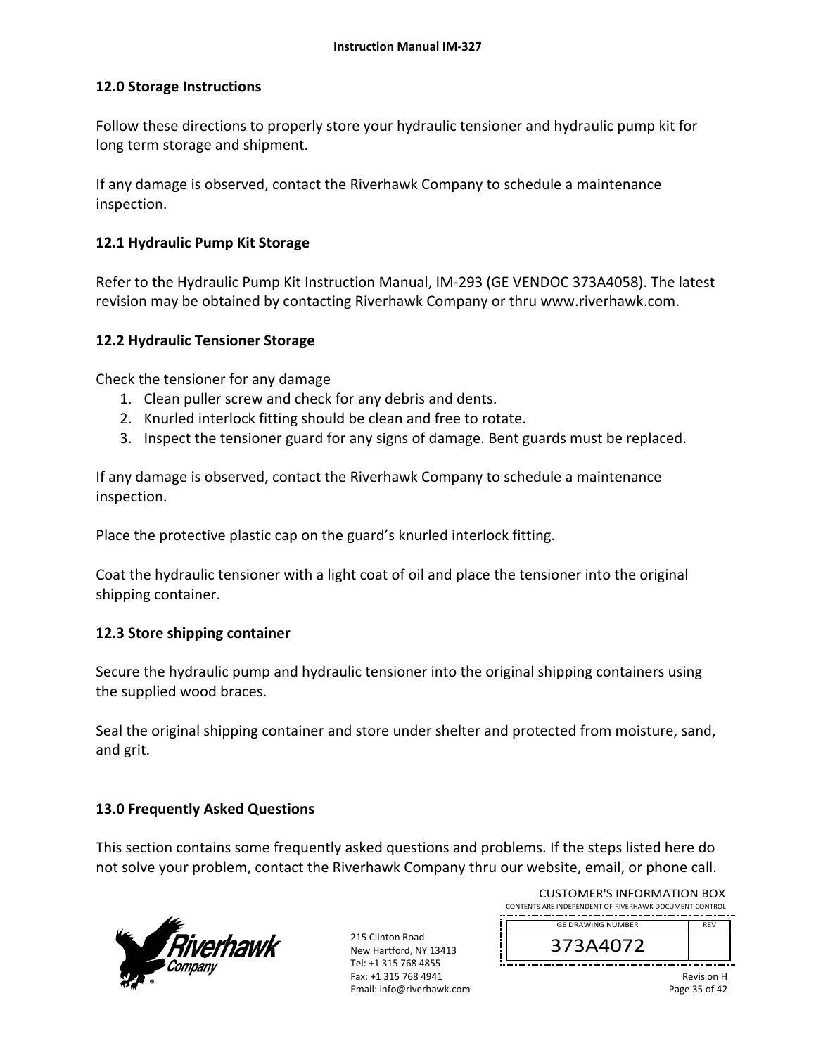## 12.0 Storage Instructions

Follow these directions to properly store your hydraulic tensioner and hydraulic pump kit for long term storage and shipment.

If any damage is observed, contact the Riverhawk Company to schedule a maintenance inspection.

### 12.1 Hydraulic Pump Kit Storage

Refer to the Hydraulic Pump Kit Instruction Manual, IM-293 (GE VENDOC 373A4058). The latest revision may be obtained by contacting Riverhawk Company or thru www.riverhawk.com.

### 12.2 Hydraulic Tensioner Storage

Check the tensioner for any damage

1. Clean puller screw and check for any debris and dents.
2. Knurled interlock fitting should be clean and free to rotate.
3. Inspect the tensioner guard for any signs of damage. Bent guards must be replaced.

If any damage is observed, contact the Riverhawk Company to schedule a maintenance inspection.

Place the protective plastic cap on the guard's knurled interlock fitting.

Coat the hydraulic tensioner with a light coat of oil and place the tensioner into the original shipping container.

### 12.3 Store shipping container

Secure the hydraulic pump and hydraulic tensioner into the original shipping containers using the supplied wood braces.

Seal the original shipping container and store under shelter and protected from moisture, sand, and grit.

## 13.0 Frequently Asked Questions

This section contains some frequently asked questions and problems. If the steps listed here do not solve your problem, contact the Riverhawk Company thru our website, email, or phone call.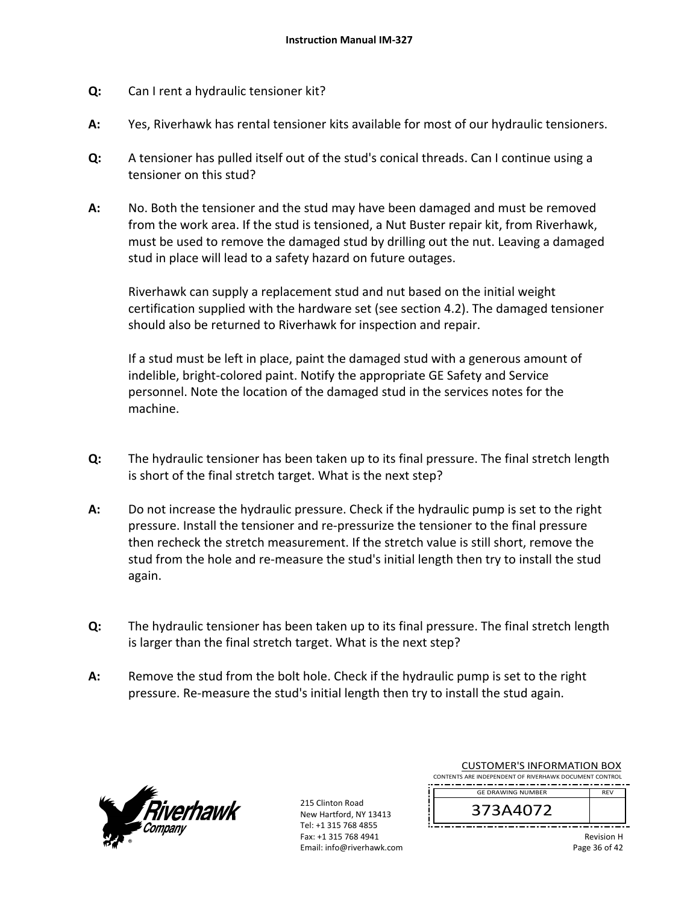**Q:** Can I rent a hydraulic tensioner kit?

**A:** Yes, Riverhawk has rental tensioner kits available for most of our hydraulic tensioners.

**Q:** A tensioner has pulled itself out of the stud's conical threads. Can I continue using a tensioner on this stud?

**A:** No. Both the tensioner and the stud may have been damaged and must be removed from the work area. If the stud is tensioned, a Nut Buster repair kit, from Riverhawk, must be used to remove the damaged stud by drilling out the nut. Leaving a damaged stud in place will lead to a safety hazard on future outages.

Riverhawk can supply a replacement stud and nut based on the initial weight certification supplied with the hardware set (see section 4.2). The damaged tensioner should also be returned to Riverhawk for inspection and repair.

If a stud must be left in place, paint the damaged stud with a generous amount of indelible, bright-colored paint. Notify the appropriate GE Safety and Service personnel. Note the location of the damaged stud in the services notes for the machine.

**Q:** The hydraulic tensioner has been taken up to its final pressure. The final stretch length is short of the final stretch target. What is the next step?

**A:** Do not increase the hydraulic pressure. Check if the hydraulic pump is set to the right pressure. Install the tensioner and re-pressurize the tensioner to the final pressure then recheck the stretch measurement. If the stretch value is still short, remove the stud from the hole and re-measure the stud's initial length then try to install the stud again.

**Q:** The hydraulic tensioner has been taken up to its final pressure. The final stretch length is larger than the final stretch target. What is the next step?

**A:** Remove the stud from the bolt hole. Check if the hydraulic pump is set to the right pressure. Re-measure the stud's initial length then try to install the stud again.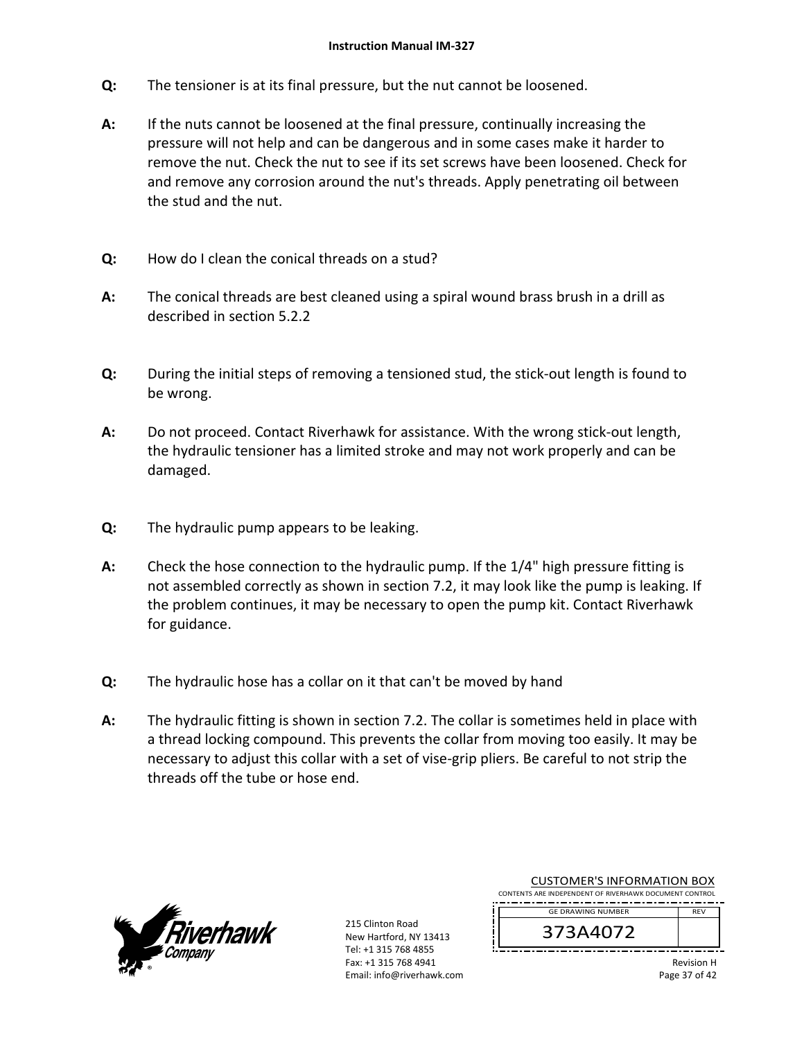**Q:** The tensioner is at its final pressure, but the nut cannot be loosened.

**A:** If the nuts cannot be loosened at the final pressure, continually increasing the pressure will not help and can be dangerous and in some cases make it harder to remove the nut. Check the nut to see if its set screws have been loosened. Check for and remove any corrosion around the nut's threads. Apply penetrating oil between the stud and the nut.

**Q:** How do I clean the conical threads on a stud?

**A:** The conical threads are best cleaned using a spiral wound brass brush in a drill as described in section 5.2.2

**Q:** During the initial steps of removing a tensioned stud, the stick-out length is found to be wrong.

**A:** Do not proceed. Contact Riverhawk for assistance. With the wrong stick-out length, the hydraulic tensioner has a limited stroke and may not work properly and can be damaged.

**Q:** The hydraulic pump appears to be leaking.

**A:** Check the hose connection to the hydraulic pump. If the 1/4" high pressure fitting is not assembled correctly as shown in section 7.2, it may look like the pump is leaking. If the problem continues, it may be necessary to open the pump kit. Contact Riverhawk for guidance.

**Q:** The hydraulic hose has a collar on it that can't be moved by hand

**A:** The hydraulic fitting is shown in section 7.2. The collar is sometimes held in place with a thread locking compound. This prevents the collar from moving too easily. It may be necessary to adjust this collar with a set of vise-grip pliers. Be careful to not strip the threads off the tube or hose end.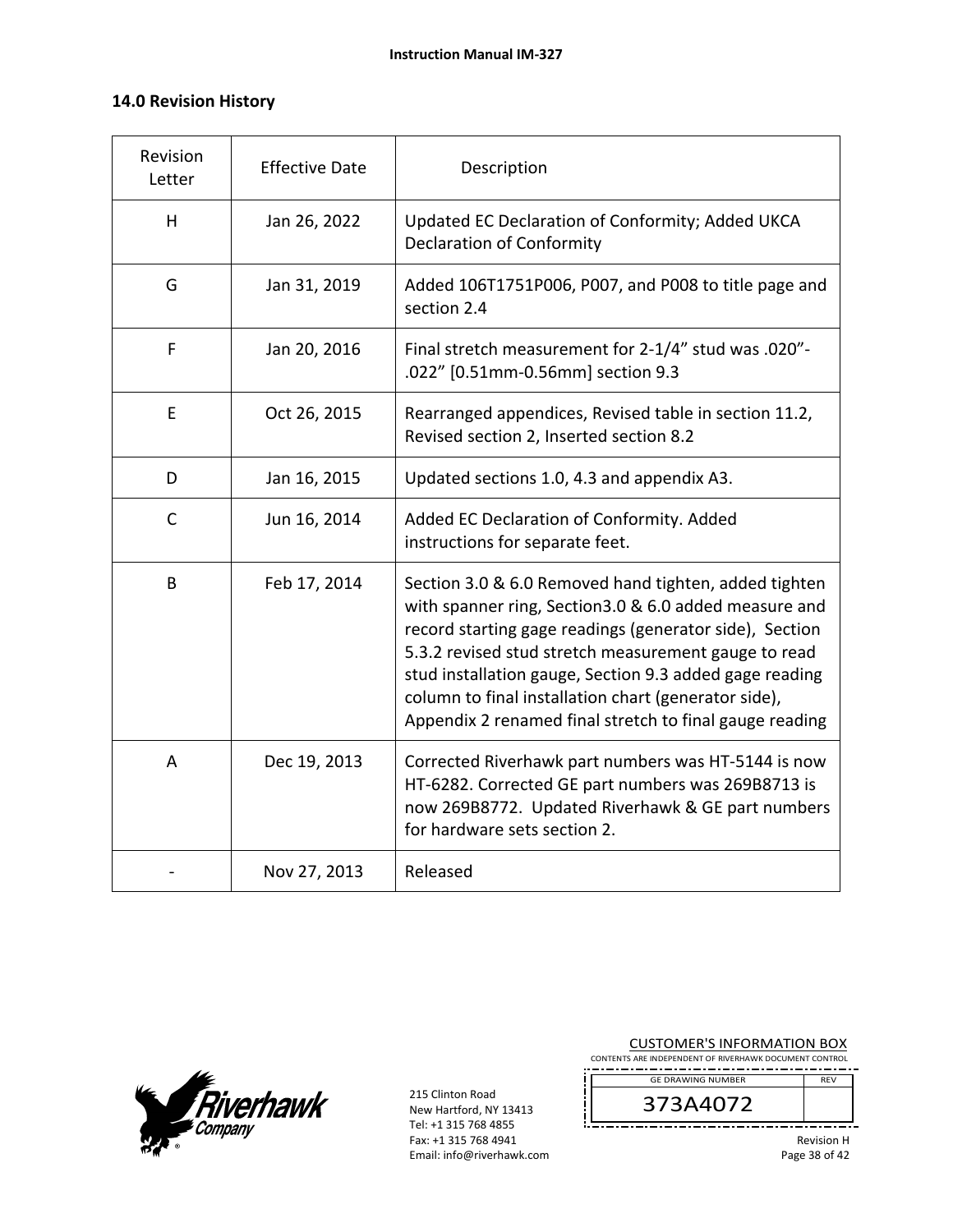## 14.0 Revision History

| Revision Letter | Effective Date | Description |
|---|---|---|
| H | Jan 26, 2022 | Updated EC Declaration of Conformity; Added UKCA Declaration of Conformity |
| G | Jan 31, 2019 | Added 106T1751P006, P007, and P008 to title page and section 2.4 |
| F | Jan 20, 2016 | Final stretch measurement for 2-1/4" stud was .020"-.022" [0.51mm-0.56mm] section 9.3 |
| E | Oct 26, 2015 | Rearranged appendices, Revised table in section 11.2, Revised section 2, Inserted section 8.2 |
| D | Jan 16, 2015 | Updated sections 1.0, 4.3 and appendix A3. |
| C | Jun 16, 2014 | Added EC Declaration of Conformity. Added instructions for separate feet. |
| B | Feb 17, 2014 | Section 3.0 & 6.0 Removed hand tighten, added tighten with spanner ring, Section3.0 & 6.0 added measure and record starting gage readings (generator side), Section 5.3.2 revised stud stretch measurement gauge to read stud installation gauge, Section 9.3 added gage reading column to final installation chart (generator side), Appendix 2 renamed final stretch to final gauge reading |
| A | Dec 19, 2013 | Corrected Riverhawk part numbers was HT-5144 is now HT-6282. Corrected GE part numbers was 269B8713 is now 269B8772. Updated Riverhawk & GE part numbers for hardware sets section 2. |
| - | Nov 27, 2013 | Released |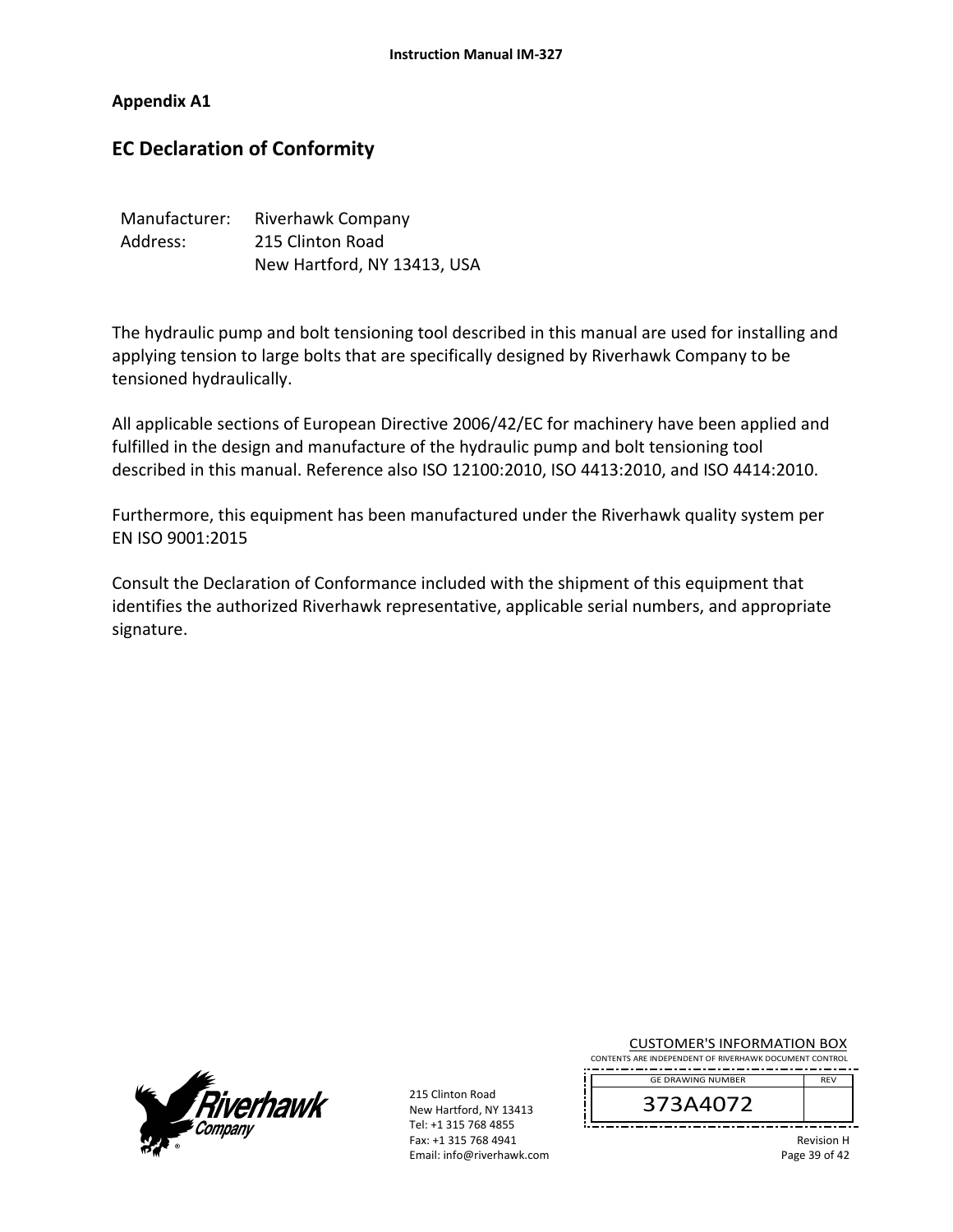## Appendix A1

# EC Declaration of Conformity

Manufacturer: Riverhawk Company
Address: 215 Clinton Road
New Hartford, NY 13413, USA

The hydraulic pump and bolt tensioning tool described in this manual are used for installing and applying tension to large bolts that are specifically designed by Riverhawk Company to be tensioned hydraulically.

All applicable sections of European Directive 2006/42/EC for machinery have been applied and fulfilled in the design and manufacture of the hydraulic pump and bolt tensioning tool described in this manual. Reference also ISO 12100:2010, ISO 4413:2010, and ISO 4414:2010.

Furthermore, this equipment has been manufactured under the Riverhawk quality system per EN ISO 9001:2015

Consult the Declaration of Conformance included with the shipment of this equipment that identifies the authorized Riverhawk representative, applicable serial numbers, and appropriate signature.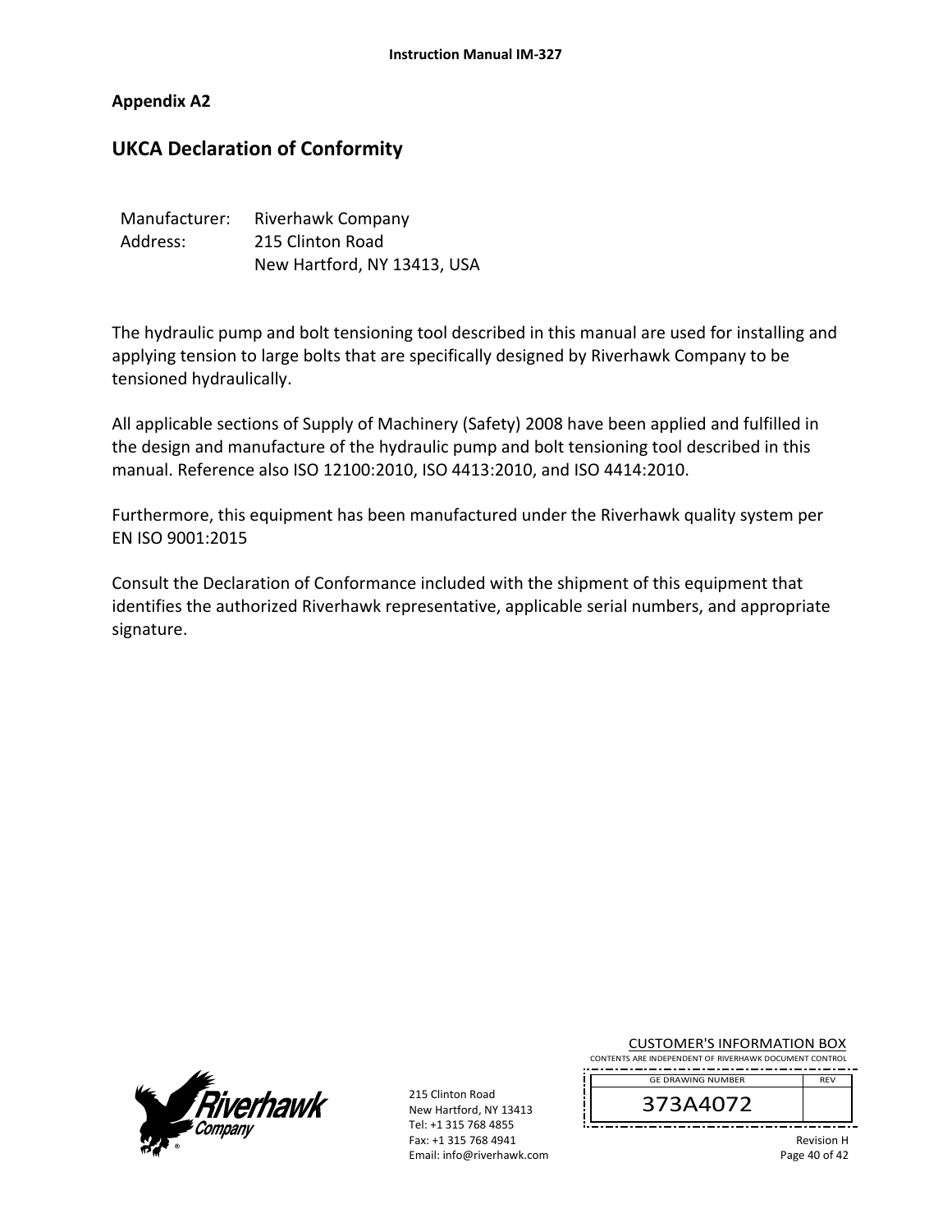## Appendix A2

# UKCA Declaration of Conformity

Manufacturer: Riverhawk Company
Address: 215 Clinton Road
New Hartford, NY 13413, USA

The hydraulic pump and bolt tensioning tool described in this manual are used for installing and applying tension to large bolts that are specifically designed by Riverhawk Company to be tensioned hydraulically.

All applicable sections of Supply of Machinery (Safety) 2008 have been applied and fulfilled in the design and manufacture of the hydraulic pump and bolt tensioning tool described in this manual. Reference also ISO 12100:2010, ISO 4413:2010, and ISO 4414:2010.

Furthermore, this equipment has been manufactured under the Riverhawk quality system per EN ISO 9001:2015

Consult the Declaration of Conformance included with the shipment of this equipment that identifies the authorized Riverhawk representative, applicable serial numbers, and appropriate signature.

215 Clinton Road
New Hartford, NY 13413
Tel: +1 315 768 4855
Fax: +1 315 768 4941
Email: info@riverhawk.com

CUSTOMER'S INFORMATION BOX
CONTENTS ARE INDEPENDENT OF RIVERHAWK DOCUMENT CONTROL

| GE DRAWING NUMBER | REV |
|---|---|
| 373A4072 | |

Revision H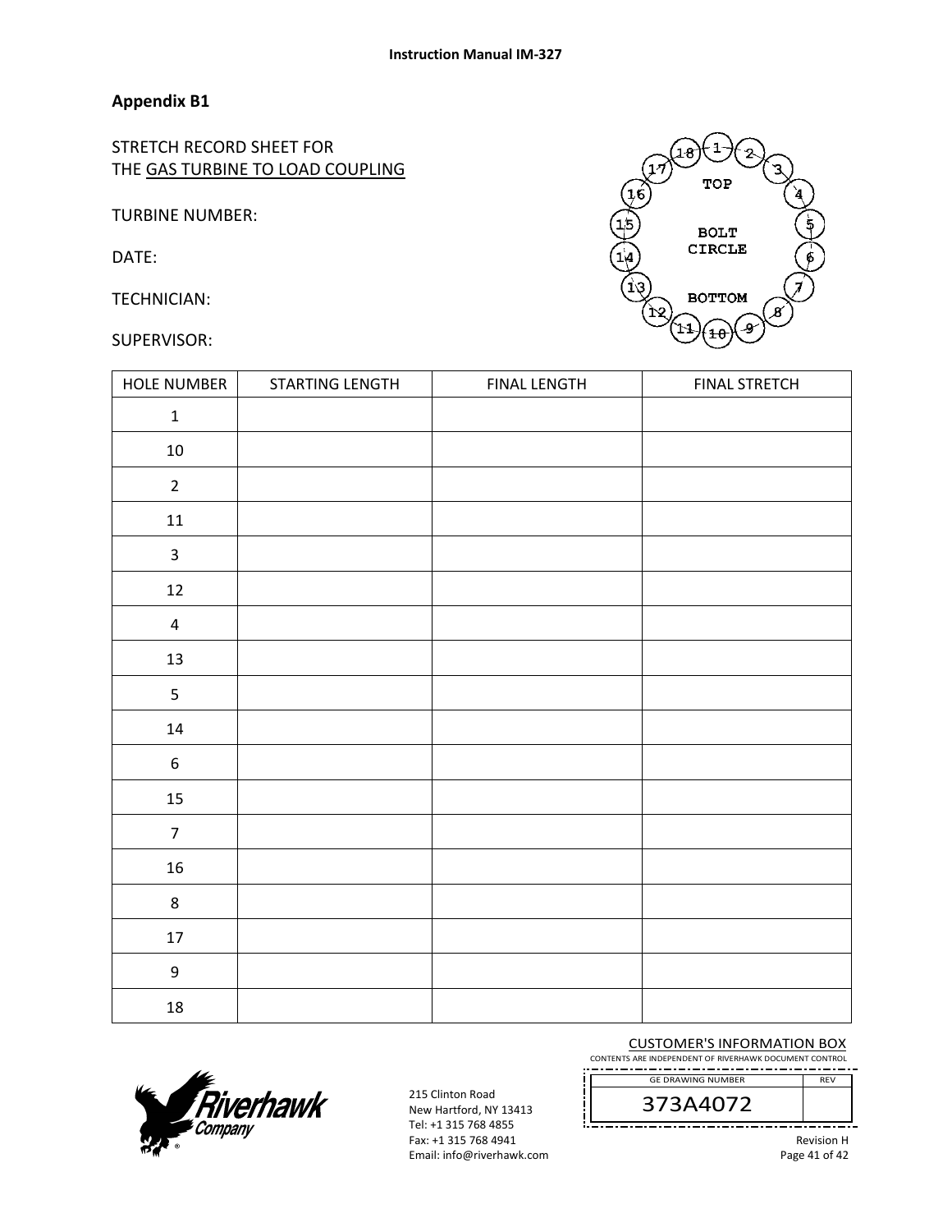## Appendix B1

STRETCH RECORD SHEET FOR
THE GAS TURBINE TO LOAD COUPLING

TURBINE NUMBER:

DATE:

TECHNICIAN:

SUPERVISOR:

TOP

BOLT CIRCLE

BOTTOM

| HOLE NUMBER | STARTING LENGTH | FINAL LENGTH | FINAL STRETCH |
|---|---|---|---|
| 1 | | | |
| 10 | | | |
| 2 | | | |
| 11 | | | |
| 3 | | | |
| 12 | | | |
| 4 | | | |
| 13 | | | |
| 5 | | | |
| 14 | | | |
| 6 | | | |
| 15 | | | |
| 7 | | | |
| 16 | | | |
| 8 | | | |
| 17 | | | |
| 9 | | | |
| 18 | | | |

CUSTOMER'S INFORMATION BOX
CONTENTS ARE INDEPENDENT OF RIVERHAWK DOCUMENT CONTROL

| GE DRAWING NUMBER | REV |
|---|---|
| 373A4072 | |

215 Clinton Road
New Hartford, NY 13413
Tel: +1 315 768 4855
Fax: +1 315 768 4941
Email: info@riverhawk.com

Revision H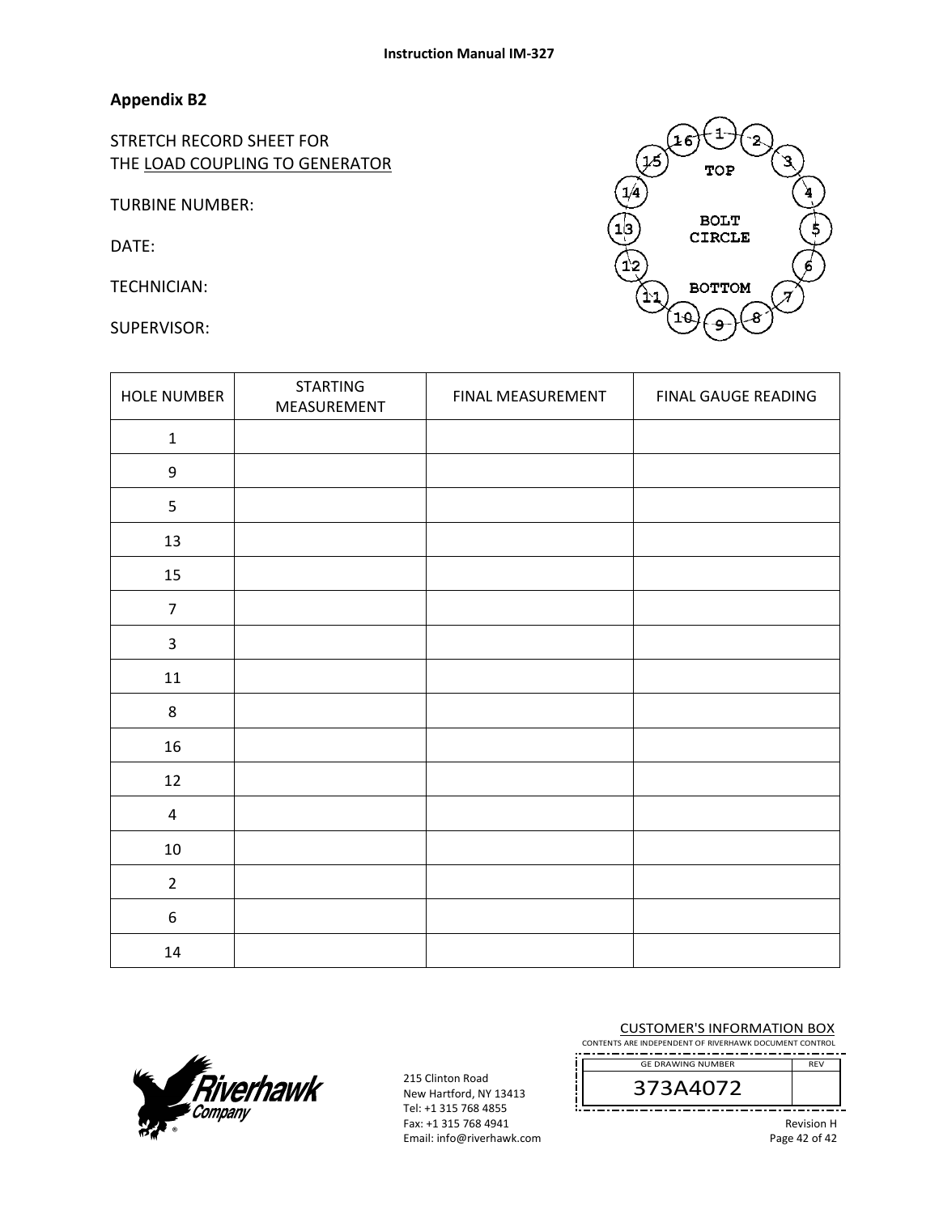## Appendix B2

STRETCH RECORD SHEET FOR
THE LOAD COUPLING TO GENERATOR

TURBINE NUMBER:

DATE:

TECHNICIAN:

SUPERVISOR:

16 1 2 3 4 5 6 7 8 9 10 11 12 13 14 15

TOP

BOLT CIRCLE

BOTTOM

| HOLE NUMBER | STARTING MEASUREMENT | FINAL MEASUREMENT | FINAL GAUGE READING |
|---|---|---|---|
| 1 | | | |
| 9 | | | |
| 5 | | | |
| 13 | | | |
| 15 | | | |
| 7 | | | |
| 3 | | | |
| 11 | | | |
| 8 | | | |
| 16 | | | |
| 12 | | | |
| 4 | | | |
| 10 | | | |
| 2 | | | |
| 6 | | | |
| 14 | | | |

215 Clinton Road
New Hartford, NY 13413
Tel: +1 315 768 4855
Fax: +1 315 768 4941
Email: info@riverhawk.com

CUSTOMER'S INFORMATION BOX
CONTENTS ARE INDEPENDENT OF RIVERHAWK DOCUMENT CONTROL

| GE DRAWING NUMBER | REV |
|---|---|
| 373A4072 | |

Revision H